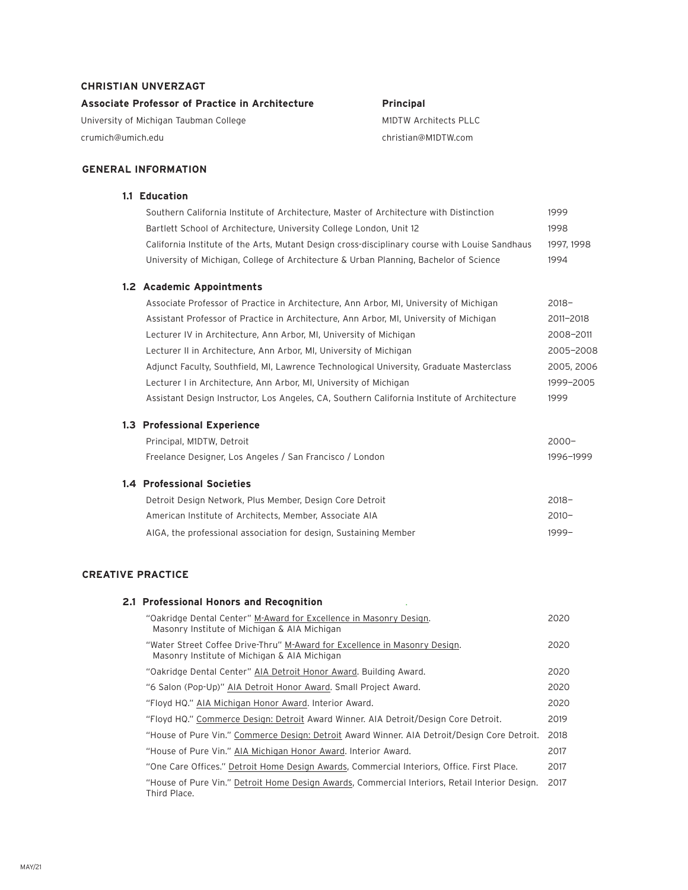**CHRISTIAN UNVERZAGT**

**Associate Professor of Practice in Architecture**
University of Michigan Taubman College
crumich@umich.edu

**Principal**
M1DTW Architects PLLC
christian@M1DTW.com

## GENERAL INFORMATION

### 1.1 Education

| | |
|---|---|
| Southern California Institute of Architecture, Master of Architecture with Distinction | 1999 |
| Bartlett School of Architecture, University College London, Unit 12 | 1998 |
| California Institute of the Arts, Mutant Design cross-disciplinary course with Louise Sandhaus | 1997, 1998 |
| University of Michigan, College of Architecture & Urban Planning, Bachelor of Science | 1994 |

### 1.2 Academic Appointments

| | |
|---|---|
| Associate Professor of Practice in Architecture, Ann Arbor, MI, University of Michigan | 2018– |
| Assistant Professor of Practice in Architecture, Ann Arbor, MI, University of Michigan | 2011–2018 |
| Lecturer IV in Architecture, Ann Arbor, MI, University of Michigan | 2008–2011 |
| Lecturer II in Architecture, Ann Arbor, MI, University of Michigan | 2005–2008 |
| Adjunct Faculty, Southfield, MI, Lawrence Technological University, Graduate Masterclass | 2005, 2006 |
| Lecturer I in Architecture, Ann Arbor, MI, University of Michigan | 1999–2005 |
| Assistant Design Instructor, Los Angeles, CA, Southern California Institute of Architecture | 1999 |

### 1.3 Professional Experience

| | |
|---|---|
| Principal, M1DTW, Detroit | 2000– |
| Freelance Designer, Los Angeles / San Francisco / London | 1996–1999 |

### 1.4 Professional Societies

| | |
|---|---|
| Detroit Design Network, Plus Member, Design Core Detroit | 2018– |
| American Institute of Architects, Member, Associate AIA | 2010– |
| AIGA, the professional association for design, Sustaining Member | 1999– |

## CREATIVE PRACTICE

### 2.1 Professional Honors and Recognition

| | |
|---|---|
| "Oakridge Dental Center" M-Award for Excellence in Masonry Design. Masonry Institute of Michigan & AIA Michigan | 2020 |
| "Water Street Coffee Drive-Thru" M-Award for Excellence in Masonry Design. Masonry Institute of Michigan & AIA Michigan | 2020 |
| "Oakridge Dental Center" AIA Detroit Honor Award. Building Award. | 2020 |
| "6 Salon (Pop-Up)" AIA Detroit Honor Award. Small Project Award. | 2020 |
| "Floyd HQ." AIA Michigan Honor Award. Interior Award. | 2020 |
| "Floyd HQ." Commerce Design: Detroit Award Winner. AIA Detroit/Design Core Detroit. | 2019 |
| "House of Pure Vin." Commerce Design: Detroit Award Winner. AIA Detroit/Design Core Detroit. | 2018 |
| "House of Pure Vin." AIA Michigan Honor Award. Interior Award. | 2017 |
| "One Care Offices." Detroit Home Design Awards, Commercial Interiors, Office. First Place. | 2017 |
| "House of Pure Vin." Detroit Home Design Awards, Commercial Interiors, Retail Interior Design. Third Place. | 2017 |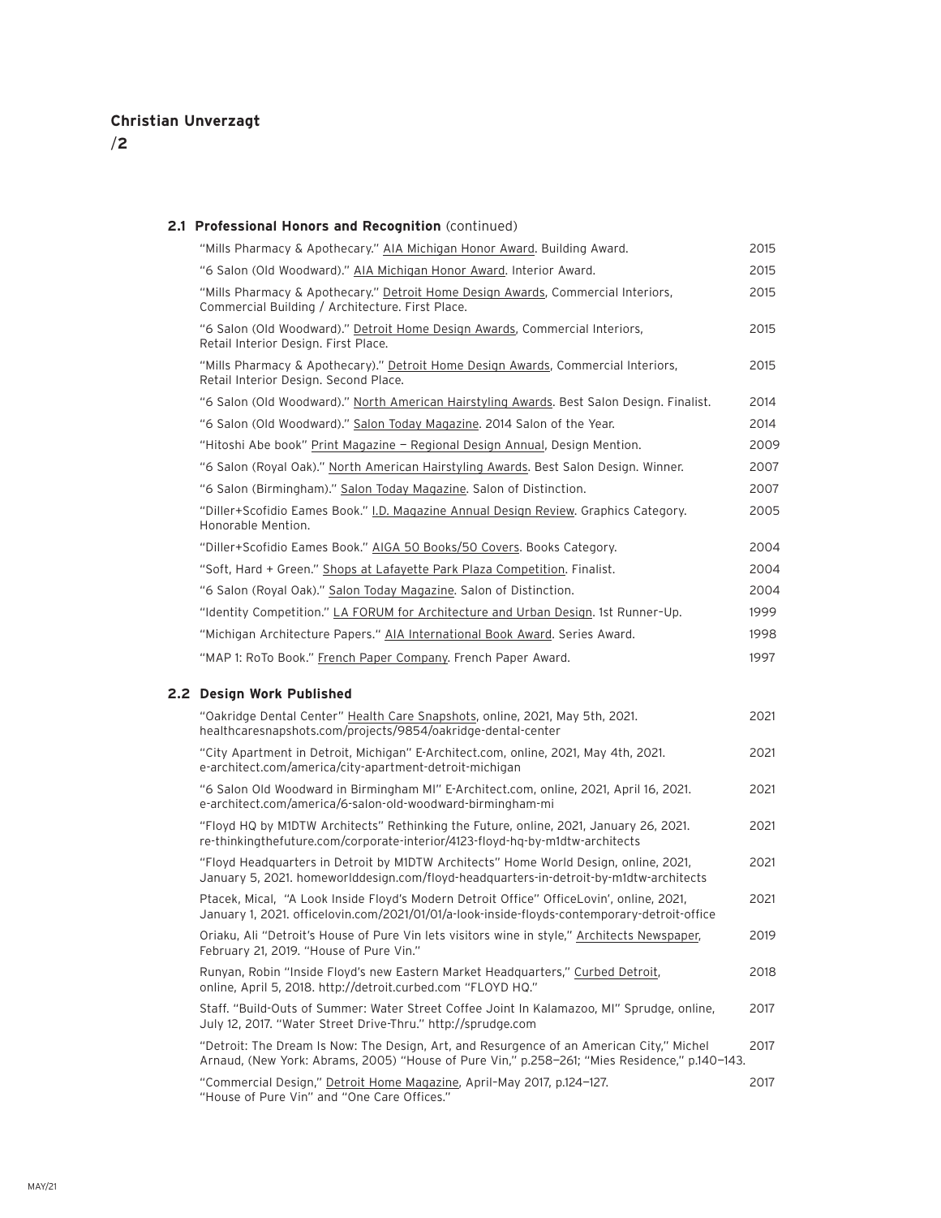### 2.1 Professional Honors and Recognition (continued)

| | |
|---|---|
| "Mills Pharmacy & Apothecary." AIA Michigan Honor Award. Building Award. | 2015 |
| "6 Salon (Old Woodward)." AIA Michigan Honor Award. Interior Award. | 2015 |
| "Mills Pharmacy & Apothecary." Detroit Home Design Awards, Commercial Interiors, Commercial Building / Architecture. First Place. | 2015 |
| "6 Salon (Old Woodward)." Detroit Home Design Awards, Commercial Interiors, Retail Interior Design. First Place. | 2015 |
| "Mills Pharmacy & Apothecary)." Detroit Home Design Awards, Commercial Interiors, Retail Interior Design. Second Place. | 2015 |
| "6 Salon (Old Woodward)." North American Hairstyling Awards. Best Salon Design. Finalist. | 2014 |
| "6 Salon (Old Woodward)." Salon Today Magazine. 2014 Salon of the Year. | 2014 |
| "Hitoshi Abe book" Print Magazine — Regional Design Annual, Design Mention. | 2009 |
| "6 Salon (Royal Oak)." North American Hairstyling Awards. Best Salon Design. Winner. | 2007 |
| "6 Salon (Birmingham)." Salon Today Magazine. Salon of Distinction. | 2007 |
| "Diller+Scofidio Eames Book." I.D. Magazine Annual Design Review. Graphics Category. Honorable Mention. | 2005 |
| "Diller+Scofidio Eames Book." AIGA 50 Books/50 Covers. Books Category. | 2004 |
| "Soft, Hard + Green." Shops at Lafayette Park Plaza Competition. Finalist. | 2004 |
| "6 Salon (Royal Oak)." Salon Today Magazine. Salon of Distinction. | 2004 |
| "Identity Competition." LA FORUM for Architecture and Urban Design. 1st Runner-Up. | 1999 |
| "Michigan Architecture Papers." AIA International Book Award. Series Award. | 1998 |
| "MAP 1: RoTo Book." French Paper Company. French Paper Award. | 1997 |

### 2.2 Design Work Published

| | |
|---|---|
| "Oakridge Dental Center" Health Care Snapshots, online, 2021, May 5th, 2021. healthcaresnapshots.com/projects/9854/oakridge-dental-center | 2021 |
| "City Apartment in Detroit, Michigan" E-Architect.com, online, 2021, May 4th, 2021. e-architect.com/america/city-apartment-detroit-michigan | 2021 |
| "6 Salon Old Woodward in Birmingham MI" E-Architect.com, online, 2021, April 16, 2021. e-architect.com/america/6-salon-old-woodward-birmingham-mi | 2021 |
| "Floyd HQ by M1DTW Architects" Rethinking the Future, online, 2021, January 26, 2021. re-thinkingthefuture.com/corporate-interior/4123-floyd-hq-by-m1dtw-architects | 2021 |
| "Floyd Headquarters in Detroit by M1DTW Architects" Home World Design, online, 2021, January 5, 2021. homeworlddesign.com/floyd-headquarters-in-detroit-by-m1dtw-architects | 2021 |
| Ptacek, Mical, "A Look Inside Floyd's Modern Detroit Office" OfficeLovin', online, 2021, January 1, 2021. officelovin.com/2021/01/01/a-look-inside-floyds-contemporary-detroit-office | 2021 |
| Oriaku, Ali "Detroit's House of Pure Vin lets visitors wine in style," Architects Newspaper, February 21, 2019. "House of Pure Vin." | 2019 |
| Runyan, Robin "Inside Floyd's new Eastern Market Headquarters," Curbed Detroit, online, April 5, 2018. http://detroit.curbed.com "FLOYD HQ." | 2018 |
| Staff. "Build-Outs of Summer: Water Street Coffee Joint In Kalamazoo, MI" Sprudge, online, July 12, 2017. "Water Street Drive-Thru." http://sprudge.com | 2017 |
| "Detroit: The Dream Is Now: The Design, Art, and Resurgence of an American City," Michel Arnaud, (New York: Abrams, 2005) "House of Pure Vin," p.258–261; "Mies Residence," p.140–143. | 2017 |
| "Commercial Design," Detroit Home Magazine, April-May 2017, p.124–127. "House of Pure Vin" and "One Care Offices." | 2017 |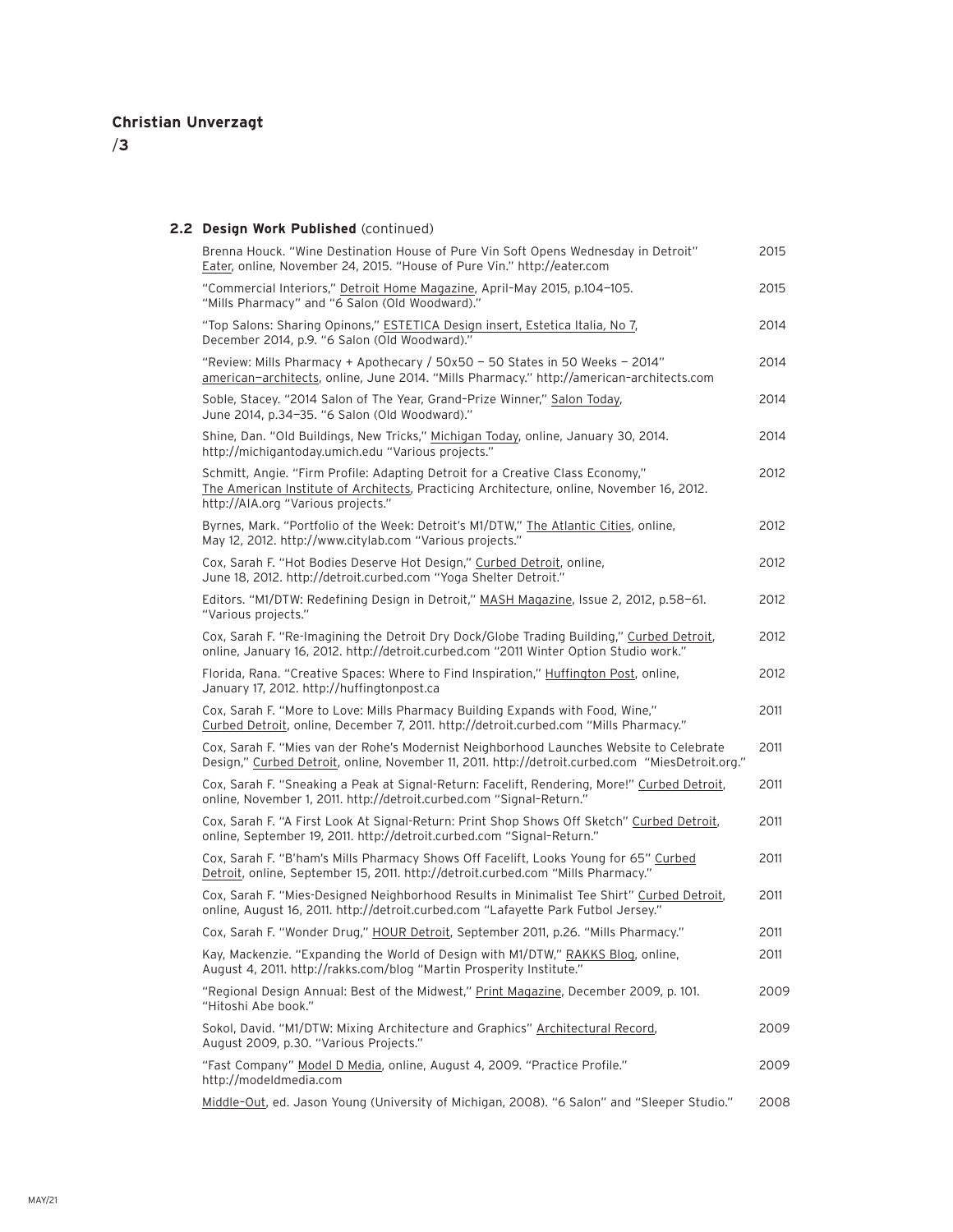### 2.2 Design Work Published (continued)

| | |
|---|---|
| Brenna Houck. "Wine Destination House of Pure Vin Soft Opens Wednesday in Detroit" Eater, online, November 24, 2015. "House of Pure Vin." http://eater.com | 2015 |
| "Commercial Interiors," Detroit Home Magazine, April–May 2015, p.104–105. "Mills Pharmacy" and "6 Salon (Old Woodward)." | 2015 |
| "Top Salons: Sharing Opinons," ESTETICA Design insert, Estetica Italia, No 7, December 2014, p.9. "6 Salon (Old Woodward)." | 2014 |
| "Review: Mills Pharmacy + Apothecary / 50x50 — 50 States in 50 Weeks — 2014" american–architects, online, June 2014. "Mills Pharmacy." http://american-architects.com | 2014 |
| Soble, Stacey. "2014 Salon of The Year, Grand-Prize Winner," Salon Today, June 2014, p.34–35. "6 Salon (Old Woodward)." | 2014 |
| Shine, Dan. "Old Buildings, New Tricks," Michigan Today, online, January 30, 2014. http://michigantoday.umich.edu "Various projects." | 2014 |
| Schmitt, Angie. "Firm Profile: Adapting Detroit for a Creative Class Economy," The American Institute of Architects, Practicing Architecture, online, November 16, 2012. http://AIA.org "Various projects." | 2012 |
| Byrnes, Mark. "Portfolio of the Week: Detroit's M1/DTW," The Atlantic Cities, online, May 12, 2012. http://www.citylab.com "Various projects." | 2012 |
| Cox, Sarah F. "Hot Bodies Deserve Hot Design," Curbed Detroit, online, June 18, 2012. http://detroit.curbed.com "Yoga Shelter Detroit." | 2012 |
| Editors. "M1/DTW: Redefining Design in Detroit," MASH Magazine, Issue 2, 2012, p.58–61. "Various projects." | 2012 |
| Cox, Sarah F. "Re-Imagining the Detroit Dry Dock/Globe Trading Building," Curbed Detroit, online, January 16, 2012. http://detroit.curbed.com "2011 Winter Option Studio work." | 2012 |
| Florida, Rana. "Creative Spaces: Where to Find Inspiration," Huffington Post, online, January 17, 2012. http://huffingtonpost.ca | 2012 |
| Cox, Sarah F. "More to Love: Mills Pharmacy Building Expands with Food, Wine," Curbed Detroit, online, December 7, 2011. http://detroit.curbed.com "Mills Pharmacy." | 2011 |
| Cox, Sarah F. "Mies van der Rohe's Modernist Neighborhood Launches Website to Celebrate Design," Curbed Detroit, online, November 11, 2011. http://detroit.curbed.com "MiesDetroit.org." | 2011 |
| Cox, Sarah F. "Sneaking a Peak at Signal-Return: Facelift, Rendering, More!" Curbed Detroit, online, November 1, 2011. http://detroit.curbed.com "Signal-Return." | 2011 |
| Cox, Sarah F. "A First Look At Signal-Return: Print Shop Shows Off Sketch" Curbed Detroit, online, September 19, 2011. http://detroit.curbed.com "Signal-Return." | 2011 |
| Cox, Sarah F. "B'ham's Mills Pharmacy Shows Off Facelift, Looks Young for 65" Curbed Detroit, online, September 15, 2011. http://detroit.curbed.com "Mills Pharmacy." | 2011 |
| Cox, Sarah F. "Mies-Designed Neighborhood Results in Minimalist Tee Shirt" Curbed Detroit, online, August 16, 2011. http://detroit.curbed.com "Lafayette Park Futbol Jersey." | 2011 |
| Cox, Sarah F. "Wonder Drug," HOUR Detroit, September 2011, p.26. "Mills Pharmacy." | 2011 |
| Kay, Mackenzie. "Expanding the World of Design with M1/DTW," RAKKS Blog, online, August 4, 2011. http://rakks.com/blog "Martin Prosperity Institute." | 2011 |
| "Regional Design Annual: Best of the Midwest," Print Magazine, December 2009, p. 101. "Hitoshi Abe book." | 2009 |
| Sokol, David. "M1/DTW: Mixing Architecture and Graphics" Architectural Record, August 2009, p.30. "Various Projects." | 2009 |
| "Fast Company" Model D Media, online, August 4, 2009. "Practice Profile." http://modeldmedia.com | 2009 |
| Middle-Out, ed. Jason Young (University of Michigan, 2008). "6 Salon" and "Sleeper Studio." | 2008 |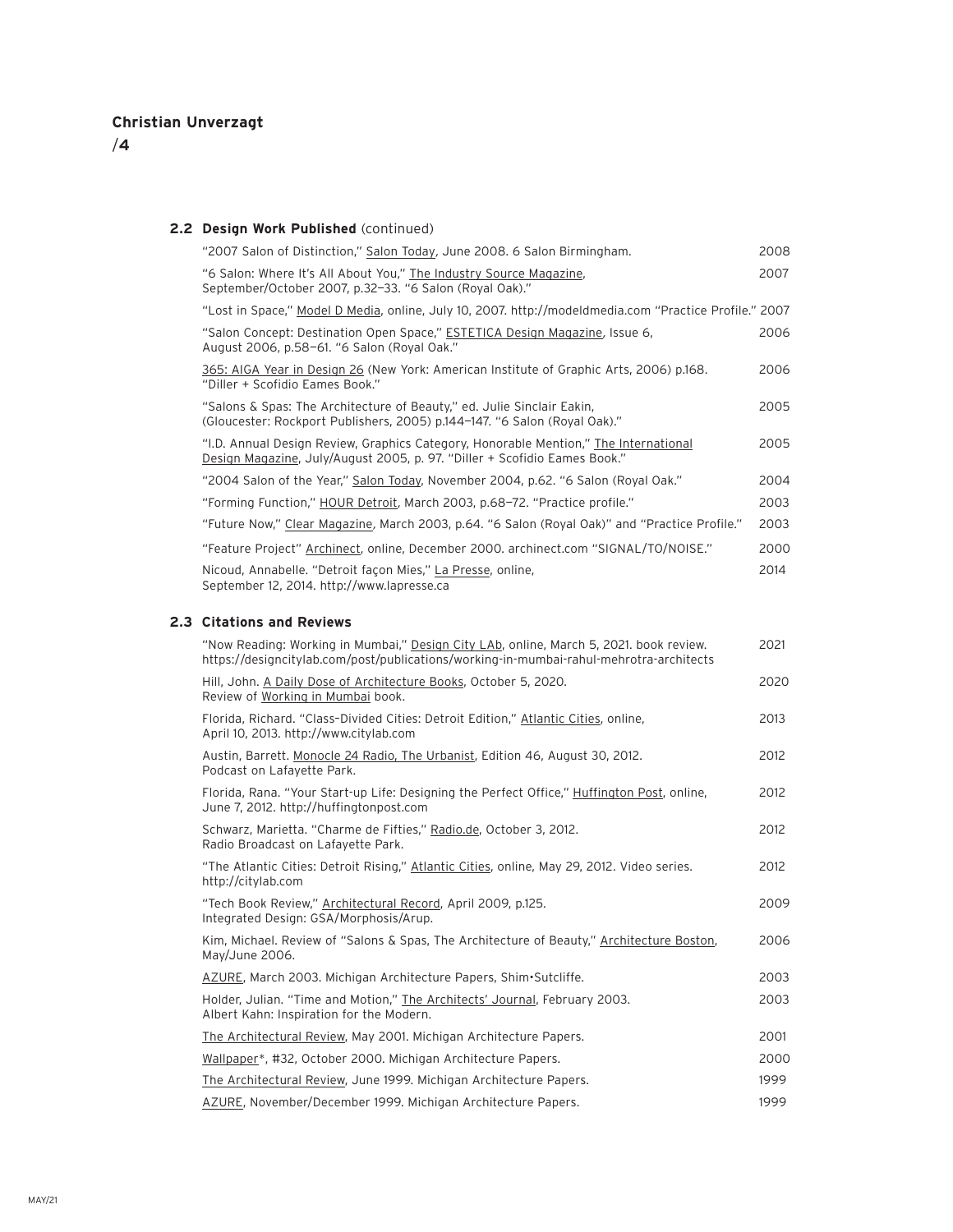### 2.2 Design Work Published (continued)

| | |
|---|---|
| "2007 Salon of Distinction," Salon Today, June 2008. 6 Salon Birmingham. | 2008 |
| "6 Salon: Where It's All About You," The Industry Source Magazine, September/October 2007, p.32–33. "6 Salon (Royal Oak)." | 2007 |
| "Lost in Space," Model D Media, online, July 10, 2007. http://modeldmedia.com "Practice Profile." | 2007 |
| "Salon Concept: Destination Open Space," ESTETICA Design Magazine, Issue 6, August 2006, p.58–61. "6 Salon (Royal Oak." | 2006 |
| 365: AIGA Year in Design 26 (New York: American Institute of Graphic Arts, 2006) p.168. "Diller + Scofidio Eames Book." | 2006 |
| "Salons & Spas: The Architecture of Beauty," ed. Julie Sinclair Eakin, (Gloucester: Rockport Publishers, 2005) p.144–147. "6 Salon (Royal Oak)." | 2005 |
| "I.D. Annual Design Review, Graphics Category, Honorable Mention," The International Design Magazine, July/August 2005, p. 97. "Diller + Scofidio Eames Book." | 2005 |
| "2004 Salon of the Year," Salon Today, November 2004, p.62. "6 Salon (Royal Oak." | 2004 |
| "Forming Function," HOUR Detroit, March 2003, p.68–72. "Practice profile." | 2003 |
| "Future Now," Clear Magazine, March 2003, p.64. "6 Salon (Royal Oak)" and "Practice Profile." | 2003 |
| "Feature Project" Archinect, online, December 2000. archinect.com "SIGNAL/TO/NOISE." | 2000 |
| Nicoud, Annabelle. "Detroit façon Mies," La Presse, online, September 12, 2014. http://www.lapresse.ca | 2014 |

### 2.3 Citations and Reviews

| | |
|---|---|
| "Now Reading: Working in Mumbai," Design City LAb, online, March 5, 2021. book review. https://designcitylab.com/post/publications/working-in-mumbai-rahul-mehrotra-architects | 2021 |
| Hill, John. A Daily Dose of Architecture Books, October 5, 2020. Review of Working in Mumbai book. | 2020 |
| Florida, Richard. "Class-Divided Cities: Detroit Edition," Atlantic Cities, online, April 10, 2013. http://www.citylab.com | 2013 |
| Austin, Barrett. Monocle 24 Radio, The Urbanist, Edition 46, August 30, 2012. Podcast on Lafayette Park. | 2012 |
| Florida, Rana. "Your Start-up Life: Designing the Perfect Office," Huffington Post, online, June 7, 2012. http://huffingtonpost.com | 2012 |
| Schwarz, Marietta. "Charme de Fifties," Radio.de, October 3, 2012. Radio Broadcast on Lafayette Park. | 2012 |
| "The Atlantic Cities: Detroit Rising," Atlantic Cities, online, May 29, 2012. Video series. http://citylab.com | 2012 |
| "Tech Book Review," Architectural Record, April 2009, p.125. Integrated Design: GSA/Morphosis/Arup. | 2009 |
| Kim, Michael. Review of "Salons & Spas, The Architecture of Beauty," Architecture Boston, May/June 2006. | 2006 |
| AZURE, March 2003. Michigan Architecture Papers, Shim•Sutcliffe. | 2003 |
| Holder, Julian. "Time and Motion," The Architects' Journal, February 2003. Albert Kahn: Inspiration for the Modern. | 2003 |
| The Architectural Review, May 2001. Michigan Architecture Papers. | 2001 |
| Wallpaper*, #32, October 2000. Michigan Architecture Papers. | 2000 |
| The Architectural Review, June 1999. Michigan Architecture Papers. | 1999 |
| AZURE, November/December 1999. Michigan Architecture Papers. | 1999 |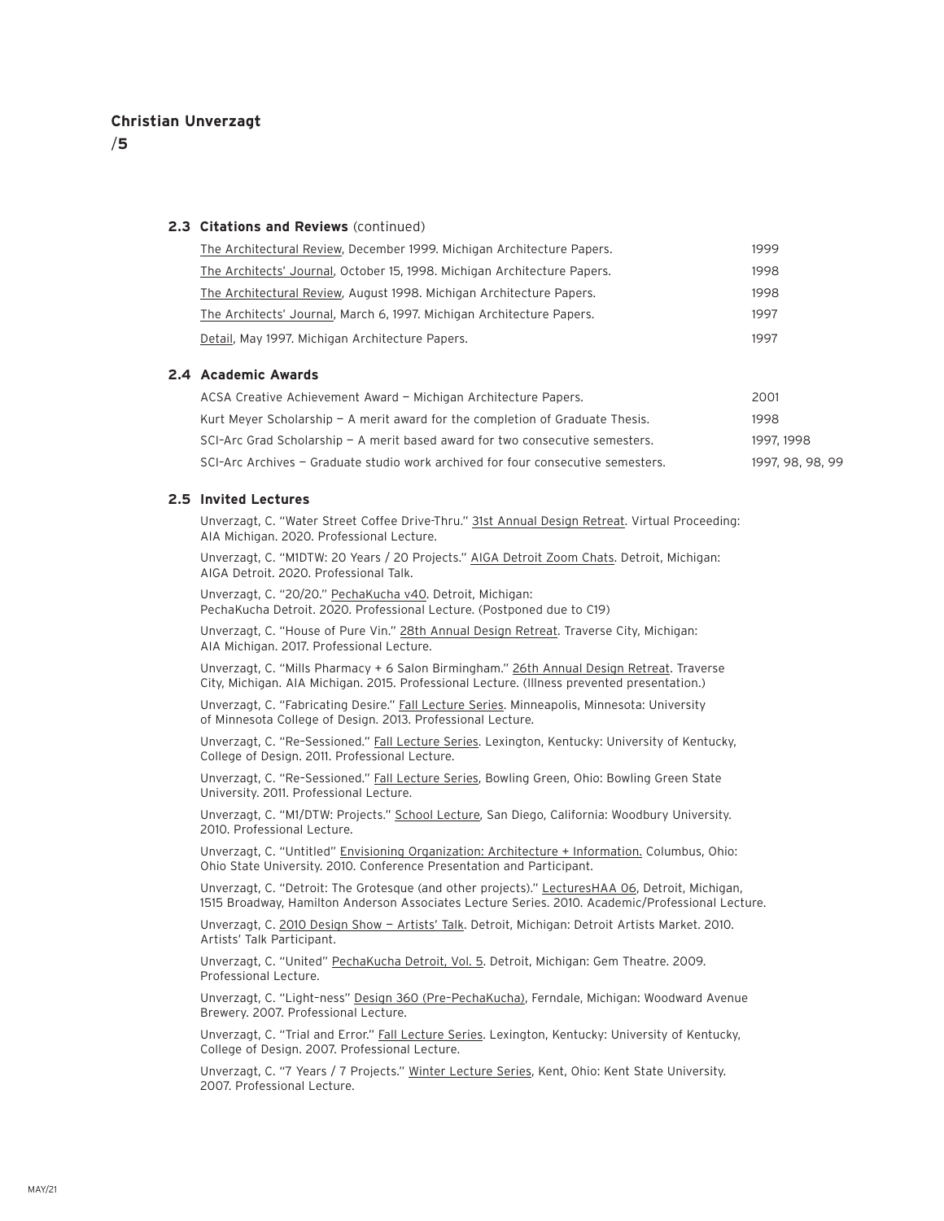### 2.3 Citations and Reviews (continued)

| | |
|---|---|
| The Architectural Review, December 1999. Michigan Architecture Papers. | 1999 |
| The Architects' Journal, October 15, 1998. Michigan Architecture Papers. | 1998 |
| The Architectural Review, August 1998. Michigan Architecture Papers. | 1998 |
| The Architects' Journal, March 6, 1997. Michigan Architecture Papers. | 1997 |
| Detail, May 1997. Michigan Architecture Papers. | 1997 |

### 2.4 Academic Awards

| | |
|---|---|
| ACSA Creative Achievement Award — Michigan Architecture Papers. | 2001 |
| Kurt Meyer Scholarship — A merit award for the completion of Graduate Thesis. | 1998 |
| SCI-Arc Grad Scholarship — A merit based award for two consecutive semesters. | 1997, 1998 |
| SCI-Arc Archives — Graduate studio work archived for four consecutive semesters. | 1997, 98, 98, 99 |

### 2.5 Invited Lectures

Unverzagt, C. "Water Street Coffee Drive-Thru." 31st Annual Design Retreat. Virtual Proceeding: AIA Michigan. 2020. Professional Lecture.

Unverzagt, C. "M1DTW: 20 Years / 20 Projects." AIGA Detroit Zoom Chats. Detroit, Michigan: AIGA Detroit. 2020. Professional Talk.

Unverzagt, C. "20/20." PechaKucha v40. Detroit, Michigan: PechaKucha Detroit. 2020. Professional Lecture. (Postponed due to C19)

Unverzagt, C. "House of Pure Vin." 28th Annual Design Retreat. Traverse City, Michigan: AIA Michigan. 2017. Professional Lecture.

Unverzagt, C. "Mills Pharmacy + 6 Salon Birmingham." 26th Annual Design Retreat. Traverse City, Michigan. AIA Michigan. 2015. Professional Lecture. (Illness prevented presentation.)

Unverzagt, C. "Fabricating Desire." Fall Lecture Series. Minneapolis, Minnesota: University of Minnesota College of Design. 2013. Professional Lecture.

Unverzagt, C. "Re-Sessioned." Fall Lecture Series. Lexington, Kentucky: University of Kentucky, College of Design. 2011. Professional Lecture.

Unverzagt, C. "Re-Sessioned." Fall Lecture Series, Bowling Green, Ohio: Bowling Green State University. 2011. Professional Lecture.

Unverzagt, C. "M1/DTW: Projects." School Lecture, San Diego, California: Woodbury University. 2010. Professional Lecture.

Unverzagt, C. "Untitled" Envisioning Organization: Architecture + Information. Columbus, Ohio: Ohio State University. 2010. Conference Presentation and Participant.

Unverzagt, C. "Detroit: The Grotesque (and other projects)." LecturesHAA 06, Detroit, Michigan, 1515 Broadway, Hamilton Anderson Associates Lecture Series. 2010. Academic/Professional Lecture.

Unverzagt, C. 2010 Design Show — Artists' Talk. Detroit, Michigan: Detroit Artists Market. 2010. Artists' Talk Participant.

Unverzagt, C. "United" PechaKucha Detroit, Vol. 5. Detroit, Michigan: Gem Theatre. 2009. Professional Lecture.

Unverzagt, C. "Light-ness" Design 360 (Pre-PechaKucha), Ferndale, Michigan: Woodward Avenue Brewery. 2007. Professional Lecture.

Unverzagt, C. "Trial and Error." Fall Lecture Series. Lexington, Kentucky: University of Kentucky, College of Design. 2007. Professional Lecture.

Unverzagt, C. "7 Years / 7 Projects." Winter Lecture Series, Kent, Ohio: Kent State University. 2007. Professional Lecture.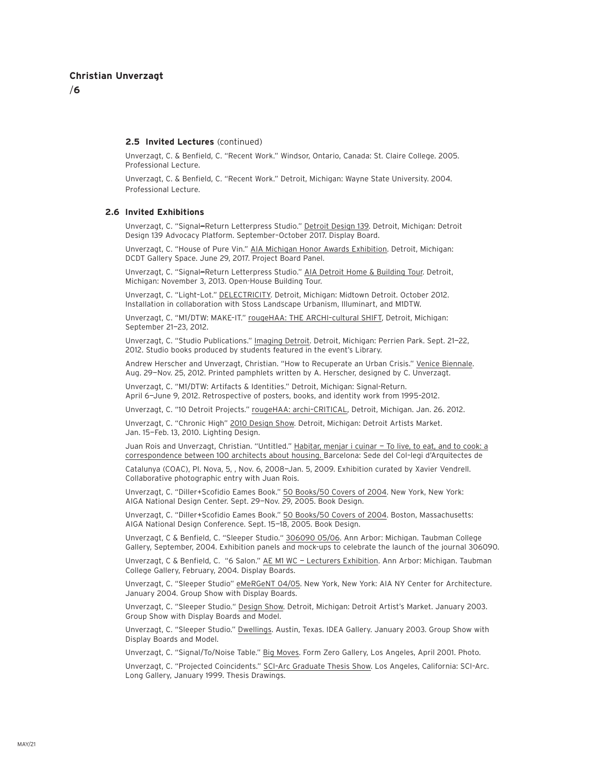### 2.5 Invited Lectures (continued)

Unverzagt, C. & Benfield, C. "Recent Work." Windsor, Ontario, Canada: St. Claire College. 2005. Professional Lecture.

Unverzagt, C. & Benfield, C. "Recent Work." Detroit, Michigan: Wayne State University. 2004. Professional Lecture.

### 2.6 Invited Exhibitions

Unverzagt, C. "Signal–Return Letterpress Studio." Detroit Design 139. Detroit, Michigan: Detroit Design 139 Advocacy Platform. September–October 2017. Display Board.

Unverzagt, C. "House of Pure Vin." AIA Michigan Honor Awards Exhibition. Detroit, Michigan: DCDT Gallery Space. June 29, 2017. Project Board Panel.

Unverzagt, C. "Signal–Return Letterpress Studio." AIA Detroit Home & Building Tour. Detroit, Michigan: November 3, 2013. Open-House Building Tour.

Unverzagt, C. "Light-Lot." DELECTRICITY. Detroit, Michigan: Midtown Detroit. October 2012. Installation in collaboration with Stoss Landscape Urbanism, Illuminart, and M1DTW.

Unverzagt, C. "M1/DTW: MAKE-IT." rougeHAA: THE ARCHI-cultural SHIFT, Detroit, Michigan: September 21–23, 2012.

Unverzagt, C. "Studio Publications." Imaging Detroit. Detroit, Michigan: Perrien Park. Sept. 21–22, 2012. Studio books produced by students featured in the event's Library.

Andrew Herscher and Unverzagt, Christian. "How to Recuperate an Urban Crisis." Venice Biennale. Aug. 29–Nov. 25, 2012. Printed pamphlets written by A. Herscher, designed by C. Unverzagt.

Unverzagt, C. "M1/DTW: Artifacts & Identities." Detroit, Michigan: Signal-Return. April 6–June 9, 2012. Retrospective of posters, books, and identity work from 1995–2012.

Unverzagt, C. "10 Detroit Projects." rougeHAA: archi-CRITICAL, Detroit, Michigan. Jan. 26. 2012.

Unverzagt, C. "Chronic High" 2010 Design Show. Detroit, Michigan: Detroit Artists Market. Jan. 15–Feb. 13, 2010. Lighting Design.

Juan Rois and Unverzagt, Christian. "Untitled." Habitar, menjar i cuinar — To live, to eat, and to cook: a correspondence between 100 architects about housing. Barcelona: Sede del Col-legi d'Arquitectes de Catalunya (COAC), Pl. Nova, 5, , Nov. 6, 2008–Jan. 5, 2009. Exhibition curated by Xavier Vendrell. Collaborative photographic entry with Juan Rois.

Unverzagt, C. "Diller+Scofidio Eames Book." 50 Books/50 Covers of 2004. New York, New York: AIGA National Design Center. Sept. 29–Nov. 29, 2005. Book Design.

Unverzagt, C. "Diller+Scofidio Eames Book." 50 Books/50 Covers of 2004. Boston, Massachusetts: AIGA National Design Conference. Sept. 15–18, 2005. Book Design.

Unverzagt, C & Benfield, C. "Sleeper Studio." 306090 05/06. Ann Arbor: Michigan. Taubman College Gallery, September, 2004. Exhibition panels and mock-ups to celebrate the launch of the journal 306090.

Unverzagt, C & Benfield, C. "6 Salon." AE M1 WC — Lecturers Exhibition. Ann Arbor: Michigan. Taubman College Gallery, February, 2004. Display Boards.

Unverzagt, C. "Sleeper Studio" eMeRGeNT 04/05. New York, New York: AIA NY Center for Architecture. January 2004. Group Show with Display Boards.

Unverzagt, C. "Sleeper Studio." Design Show. Detroit, Michigan: Detroit Artist's Market. January 2003. Group Show with Display Boards and Model.

Unverzagt, C. "Sleeper Studio." Dwellings. Austin, Texas. IDEA Gallery. January 2003. Group Show with Display Boards and Model.

Unverzagt, C. "Signal/To/Noise Table." Big Moves. Form Zero Gallery, Los Angeles, April 2001. Photo.

Unverzagt, C. "Projected Coincidents." SCI-Arc Graduate Thesis Show. Los Angeles, California: SCI-Arc. Long Gallery, January 1999. Thesis Drawings.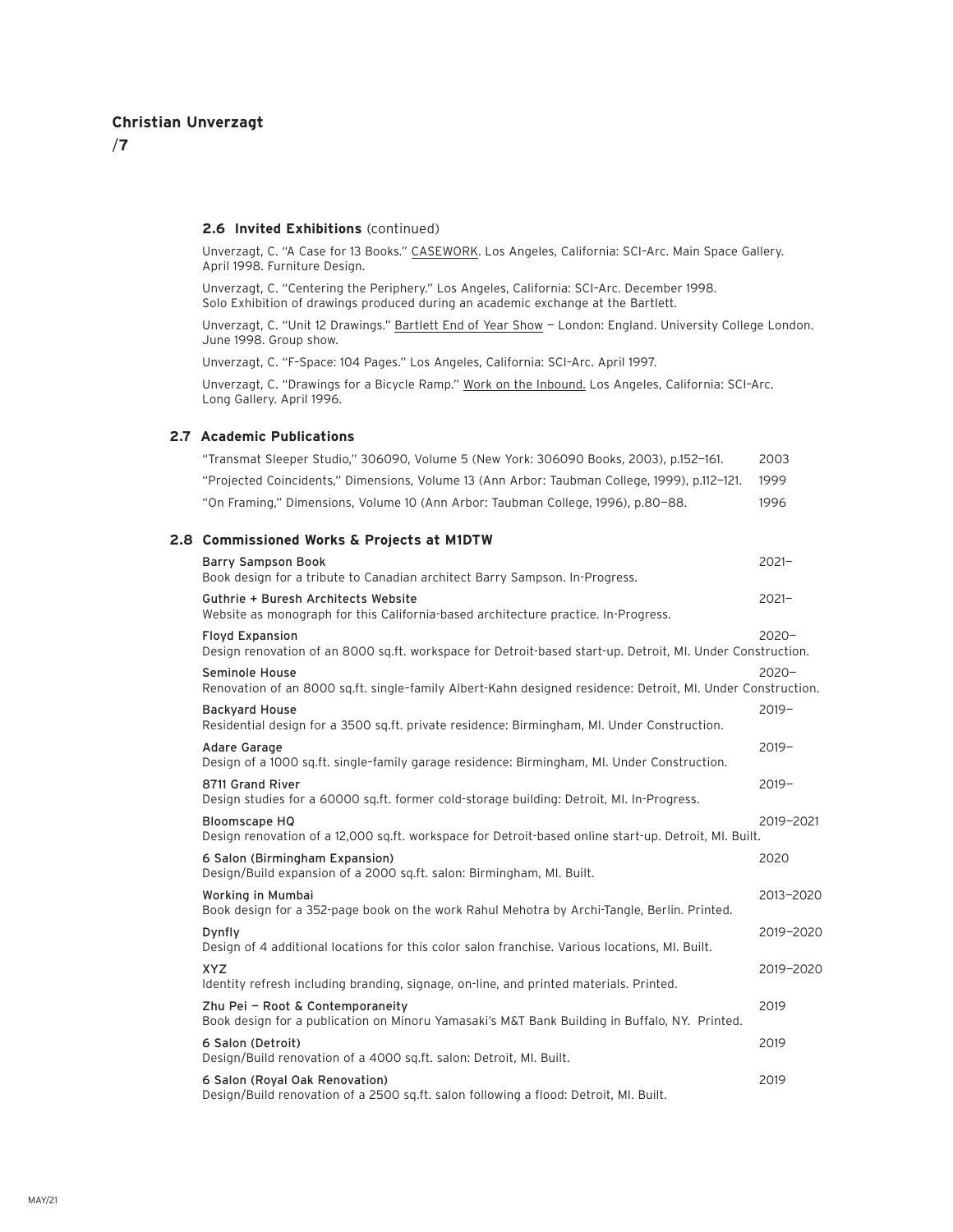### 2.6 Invited Exhibitions (continued)

Unverzagt, C. "A Case for 13 Books." CASEWORK. Los Angeles, California: SCI-Arc. Main Space Gallery. April 1998. Furniture Design.

Unverzagt, C. "Centering the Periphery." Los Angeles, California: SCI-Arc. December 1998. Solo Exhibition of drawings produced during an academic exchange at the Bartlett.

Unverzagt, C. "Unit 12 Drawings." Bartlett End of Year Show — London: England. University College London. June 1998. Group show.

Unverzagt, C. "F-Space: 104 Pages." Los Angeles, California: SCI-Arc. April 1997.

Unverzagt, C. "Drawings for a Bicycle Ramp." Work on the Inbound. Los Angeles, California: SCI-Arc. Long Gallery. April 1996.

## 2.7 Academic Publications

| Publication | Year |
| --- | --- |
| "Transmat Sleeper Studio," 306090, Volume 5 (New York: 306090 Books, 2003), p.152—161. | 2003 |
| "Projected Coincidents," Dimensions, Volume 13 (Ann Arbor: Taubman College, 1999), p.112—121. | 1999 |
| "On Framing," Dimensions, Volume 10 (Ann Arbor: Taubman College, 1996), p.80—88. | 1996 |

## 2.8 Commissioned Works & Projects at M1DTW

| Project | Year |
| --- | --- |
| Barry Sampson Book<br>Book design for a tribute to Canadian architect Barry Sampson. In-Progress. | 2021— |
| Guthrie + Buresh Architects Website<br>Website as monograph for this California-based architecture practice. In-Progress. | 2021— |
| Floyd Expansion<br>Design renovation of an 8000 sq.ft. workspace for Detroit-based start-up. Detroit, MI. Under Construction. | 2020— |
| Seminole House<br>Renovation of an 8000 sq.ft. single-family Albert-Kahn designed residence: Detroit, MI. Under Construction. | 2020— |
| Backyard House<br>Residential design for a 3500 sq.ft. private residence: Birmingham, MI. Under Construction. | 2019— |
| Adare Garage<br>Design of a 1000 sq.ft. single-family garage residence: Birmingham, MI. Under Construction. | 2019— |
| 8711 Grand River<br>Design studies for a 60000 sq.ft. former cold-storage building: Detroit, MI. In-Progress. | 2019— |
| Bloomscape HQ<br>Design renovation of a 12,000 sq.ft. workspace for Detroit-based online start-up. Detroit, MI. Built. | 2019—2021 |
| 6 Salon (Birmingham Expansion)<br>Design/Build expansion of a 2000 sq.ft. salon: Birmingham, MI. Built. | 2020 |
| Working in Mumbai<br>Book design for a 352-page book on the work Rahul Mehotra by Archi-Tangle, Berlin. Printed. | 2013—2020 |
| Dynfly<br>Design of 4 additional locations for this color salon franchise. Various locations, MI. Built. | 2019—2020 |
| XYZ<br>Identity refresh including branding, signage, on-line, and printed materials. Printed. | 2019—2020 |
| Zhu Pei — Root & Contemporaneity<br>Book design for a publication on Minoru Yamasaki's M&T Bank Building in Buffalo, NY. Printed. | 2019 |
| 6 Salon (Detroit)<br>Design/Build renovation of a 4000 sq.ft. salon: Detroit, MI. Built. | 2019 |
| 6 Salon (Royal Oak Renovation)<br>Design/Build renovation of a 2500 sq.ft. salon following a flood: Detroit, MI. Built. | 2019 |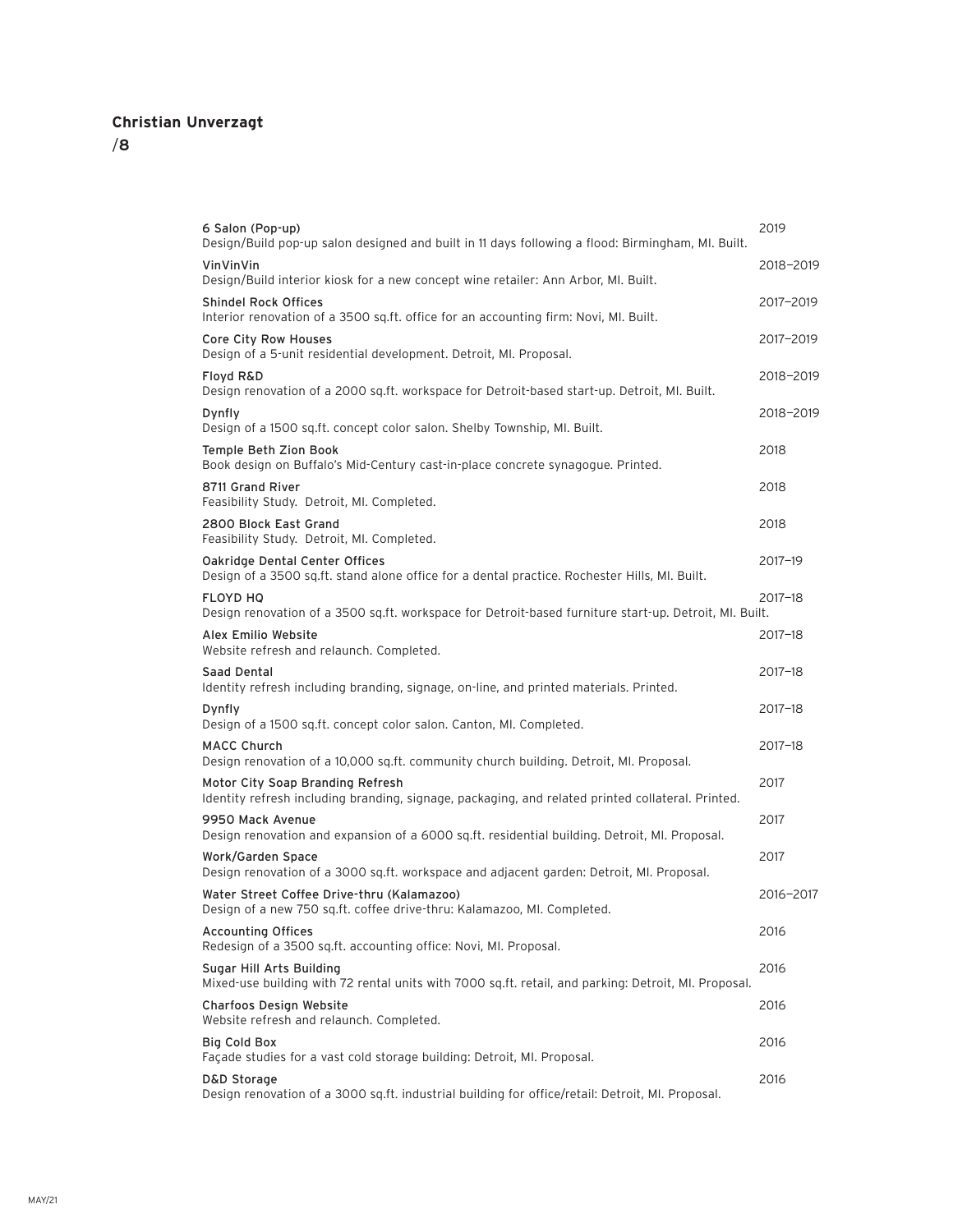**Christian Unverzagt**

| Project | Year |
|---|---|
| 6 Salon (Pop-up)<br>Design/Build pop-up salon designed and built in 11 days following a flood: Birmingham, MI. Built. | 2019 |
| VinVinVin<br>Design/Build interior kiosk for a new concept wine retailer: Ann Arbor, MI. Built. | 2018–2019 |
| Shindel Rock Offices<br>Interior renovation of a 3500 sq.ft. office for an accounting firm: Novi, MI. Built. | 2017–2019 |
| Core City Row Houses<br>Design of a 5-unit residential development. Detroit, MI. Proposal. | 2017–2019 |
| Floyd R&D<br>Design renovation of a 2000 sq.ft. workspace for Detroit-based start-up. Detroit, MI. Built. | 2018–2019 |
| Dynfly<br>Design of a 1500 sq.ft. concept color salon. Shelby Township, MI. Built. | 2018–2019 |
| Temple Beth Zion Book<br>Book design on Buffalo's Mid-Century cast-in-place concrete synagogue. Printed. | 2018 |
| 8711 Grand River<br>Feasibility Study. Detroit, MI. Completed. | 2018 |
| 2800 Block East Grand<br>Feasibility Study. Detroit, MI. Completed. | 2018 |
| Oakridge Dental Center Offices<br>Design of a 3500 sq.ft. stand alone office for a dental practice. Rochester Hills, MI. Built. | 2017–19 |
| FLOYD HQ<br>Design renovation of a 3500 sq.ft. workspace for Detroit-based furniture start-up. Detroit, MI. Built. | 2017–18 |
| Alex Emilio Website<br>Website refresh and relaunch. Completed. | 2017–18 |
| Saad Dental<br>Identity refresh including branding, signage, on-line, and printed materials. Printed. | 2017–18 |
| Dynfly<br>Design of a 1500 sq.ft. concept color salon. Canton, MI. Completed. | 2017–18 |
| MACC Church<br>Design renovation of a 10,000 sq.ft. community church building. Detroit, MI. Proposal. | 2017–18 |
| Motor City Soap Branding Refresh<br>Identity refresh including branding, signage, packaging, and related printed collateral. Printed. | 2017 |
| 9950 Mack Avenue<br>Design renovation and expansion of a 6000 sq.ft. residential building. Detroit, MI. Proposal. | 2017 |
| Work/Garden Space<br>Design renovation of a 3000 sq.ft. workspace and adjacent garden: Detroit, MI. Proposal. | 2017 |
| Water Street Coffee Drive-thru (Kalamazoo)<br>Design of a new 750 sq.ft. coffee drive-thru: Kalamazoo, MI. Completed. | 2016–2017 |
| Accounting Offices<br>Redesign of a 3500 sq.ft. accounting office: Novi, MI. Proposal. | 2016 |
| Sugar Hill Arts Building<br>Mixed-use building with 72 rental units with 7000 sq.ft. retail, and parking: Detroit, MI. Proposal. | 2016 |
| Charfoos Design Website<br>Website refresh and relaunch. Completed. | 2016 |
| Big Cold Box<br>Façade studies for a vast cold storage building: Detroit, MI. Proposal. | 2016 |
| D&D Storage<br>Design renovation of a 3000 sq.ft. industrial building for office/retail: Detroit, MI. Proposal. | 2016 |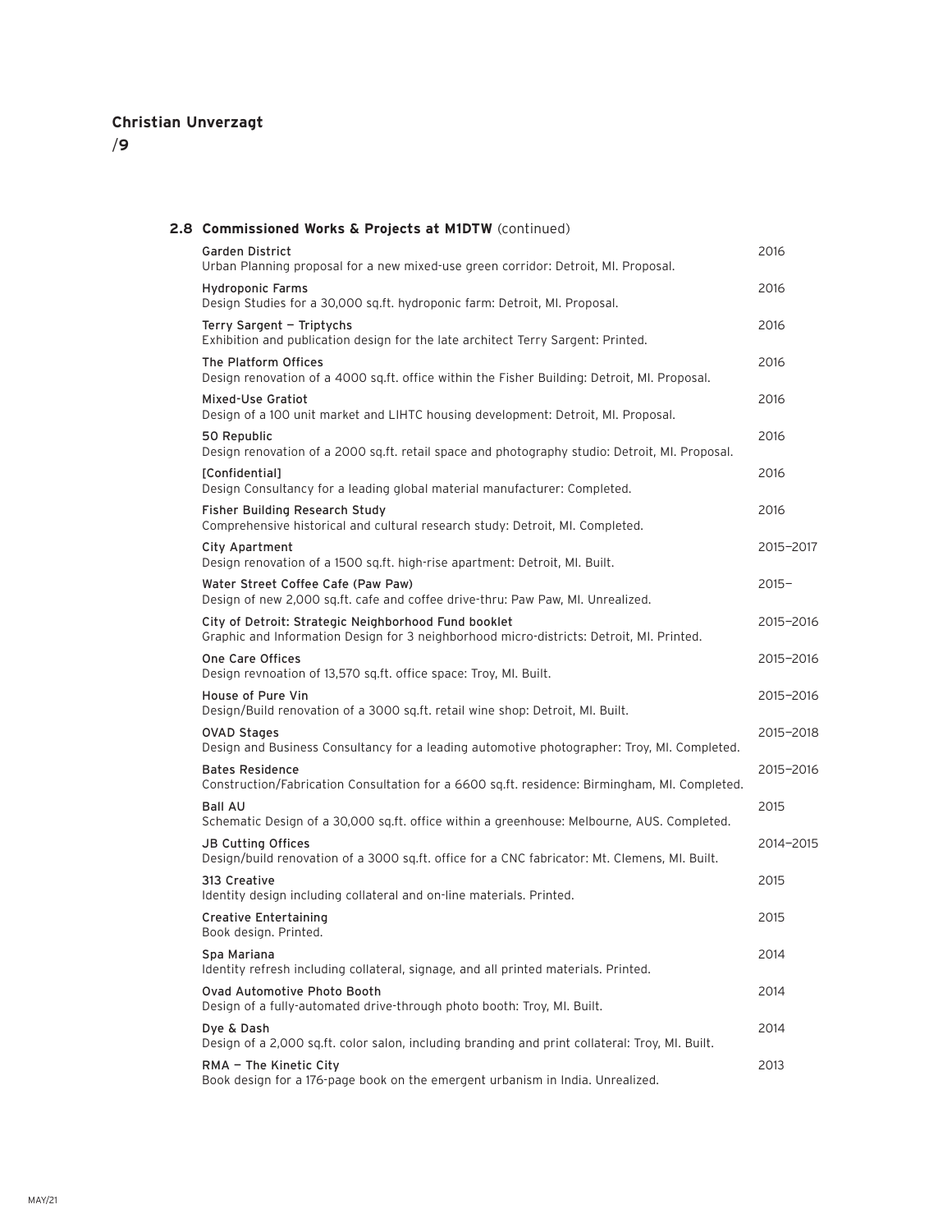### 2.8 **Commissioned Works & Projects at M1DTW** (continued)

| Project | Year |
|---|---|
| Garden District<br>Urban Planning proposal for a new mixed-use green corridor: Detroit, MI. Proposal. | 2016 |
| Hydroponic Farms<br>Design Studies for a 30,000 sq.ft. hydroponic farm: Detroit, MI. Proposal. | 2016 |
| Terry Sargent — Triptychs<br>Exhibition and publication design for the late architect Terry Sargent: Printed. | 2016 |
| The Platform Offices<br>Design renovation of a 4000 sq.ft. office within the Fisher Building: Detroit, MI. Proposal. | 2016 |
| Mixed-Use Gratiot<br>Design of a 100 unit market and LIHTC housing development: Detroit, MI. Proposal. | 2016 |
| 50 Republic<br>Design renovation of a 2000 sq.ft. retail space and photography studio: Detroit, MI. Proposal. | 2016 |
| [Confidential]<br>Design Consultancy for a leading global material manufacturer: Completed. | 2016 |
| Fisher Building Research Study<br>Comprehensive historical and cultural research study: Detroit, MI. Completed. | 2016 |
| City Apartment<br>Design renovation of a 1500 sq.ft. high-rise apartment: Detroit, MI. Built. | 2015—2017 |
| Water Street Coffee Cafe (Paw Paw)<br>Design of new 2,000 sq.ft. cafe and coffee drive-thru: Paw Paw, MI. Unrealized. | 2015— |
| City of Detroit: Strategic Neighborhood Fund booklet<br>Graphic and Information Design for 3 neighborhood micro-districts: Detroit, MI. Printed. | 2015—2016 |
| One Care Offices<br>Design revnoation of 13,570 sq.ft. office space: Troy, MI. Built. | 2015—2016 |
| House of Pure Vin<br>Design/Build renovation of a 3000 sq.ft. retail wine shop: Detroit, MI. Built. | 2015—2016 |
| OVAD Stages<br>Design and Business Consultancy for a leading automotive photographer: Troy, MI. Completed. | 2015—2018 |
| Bates Residence<br>Construction/Fabrication Consultation for a 6600 sq.ft. residence: Birmingham, MI. Completed. | 2015—2016 |
| Ball AU<br>Schematic Design of a 30,000 sq.ft. office within a greenhouse: Melbourne, AUS. Completed. | 2015 |
| JB Cutting Offices<br>Design/build renovation of a 3000 sq.ft. office for a CNC fabricator: Mt. Clemens, MI. Built. | 2014—2015 |
| 313 Creative<br>Identity design including collateral and on-line materials. Printed. | 2015 |
| Creative Entertaining<br>Book design. Printed. | 2015 |
| Spa Mariana<br>Identity refresh including collateral, signage, and all printed materials. Printed. | 2014 |
| Ovad Automotive Photo Booth<br>Design of a fully-automated drive-through photo booth: Troy, MI. Built. | 2014 |
| Dye & Dash<br>Design of a 2,000 sq.ft. color salon, including branding and print collateral: Troy, MI. Built. | 2014 |
| RMA — The Kinetic City<br>Book design for a 176-page book on the emergent urbanism in India. Unrealized. | 2013 |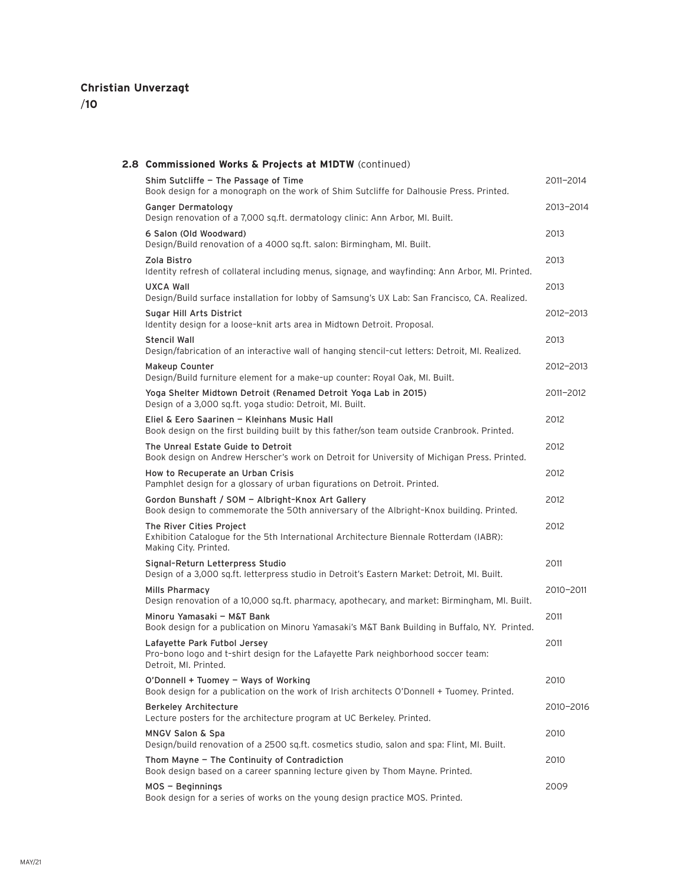### 2.8 Commissioned Works & Projects at M1DTW (continued)

| Project | Year |
|---|---|
| Shim Sutcliffe — The Passage of Time<br>Book design for a monograph on the work of Shim Sutcliffe for Dalhousie Press. Printed. | 2011–2014 |
| Ganger Dermatology<br>Design renovation of a 7,000 sq.ft. dermatology clinic: Ann Arbor, MI. Built. | 2013–2014 |
| 6 Salon (Old Woodward)<br>Design/Build renovation of a 4000 sq.ft. salon: Birmingham, MI. Built. | 2013 |
| Zola Bistro<br>Identity refresh of collateral including menus, signage, and wayfinding: Ann Arbor, MI. Printed. | 2013 |
| UXCA Wall<br>Design/Build surface installation for lobby of Samsung's UX Lab: San Francisco, CA. Realized. | 2013 |
| Sugar Hill Arts District<br>Identity design for a loose-knit arts area in Midtown Detroit. Proposal. | 2012–2013 |
| Stencil Wall<br>Design/fabrication of an interactive wall of hanging stencil-cut letters: Detroit, MI. Realized. | 2013 |
| Makeup Counter<br>Design/Build furniture element for a make-up counter: Royal Oak, MI. Built. | 2012–2013 |
| Yoga Shelter Midtown Detroit (Renamed Detroit Yoga Lab in 2015)<br>Design of a 3,000 sq.ft. yoga studio: Detroit, MI. Built. | 2011–2012 |
| Eliel & Eero Saarinen — Kleinhans Music Hall<br>Book design on the first building built by this father/son team outside Cranbrook. Printed. | 2012 |
| The Unreal Estate Guide to Detroit<br>Book design on Andrew Herscher's work on Detroit for University of Michigan Press. Printed. | 2012 |
| How to Recuperate an Urban Crisis<br>Pamphlet design for a glossary of urban figurations on Detroit. Printed. | 2012 |
| Gordon Bunshaft / SOM — Albright-Knox Art Gallery<br>Book design to commemorate the 50th anniversary of the Albright-Knox building. Printed. | 2012 |
| The River Cities Project<br>Exhibition Catalogue for the 5th International Architecture Biennale Rotterdam (IABR): Making City. Printed. | 2012 |
| Signal-Return Letterpress Studio<br>Design of a 3,000 sq.ft. letterpress studio in Detroit's Eastern Market: Detroit, MI. Built. | 2011 |
| Mills Pharmacy<br>Design renovation of a 10,000 sq.ft. pharmacy, apothecary, and market: Birmingham, MI. Built. | 2010–2011 |
| Minoru Yamasaki — M&T Bank<br>Book design for a publication on Minoru Yamasaki's M&T Bank Building in Buffalo, NY. Printed. | 2011 |
| Lafayette Park Futbol Jersey<br>Pro-bono logo and t-shirt design for the Lafayette Park neighborhood soccer team: Detroit, MI. Printed. | 2011 |
| O'Donnell + Tuomey — Ways of Working<br>Book design for a publication on the work of Irish architects O'Donnell + Tuomey. Printed. | 2010 |
| Berkeley Architecture<br>Lecture posters for the architecture program at UC Berkeley. Printed. | 2010–2016 |
| MNGV Salon & Spa<br>Design/build renovation of a 2500 sq.ft. cosmetics studio, salon and spa: Flint, MI. Built. | 2010 |
| Thom Mayne — The Continuity of Contradiction<br>Book design based on a career spanning lecture given by Thom Mayne. Printed. | 2010 |
| MOS — Beginnings<br>Book design for a series of works on the young design practice MOS. Printed. | 2009 |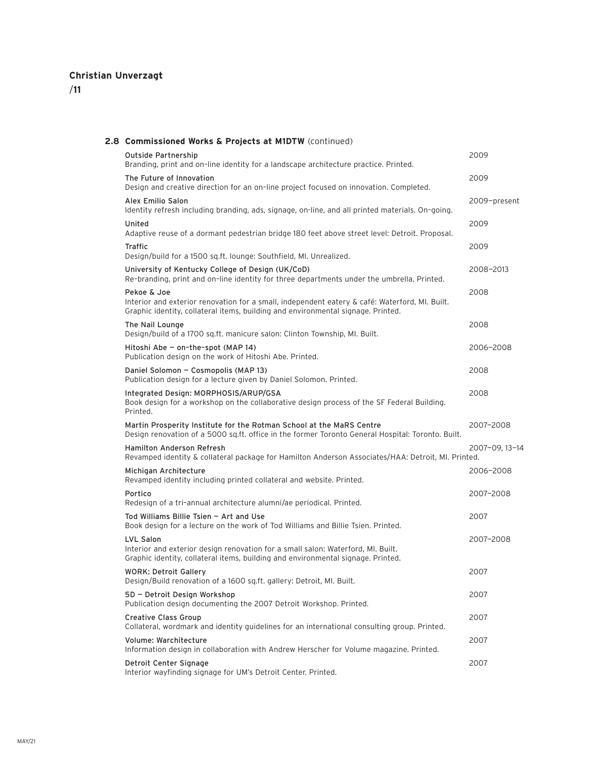### 2.8 Commissioned Works & Projects at M1DTW (continued)

| | |
|---|---|
| Outside Partnership<br>Branding, print and on-line identity for a landscape architecture practice. Printed. | 2009 |
| The Future of Innovation<br>Design and creative direction for an on-line project focused on innovation. Completed. | 2009 |
| Alex Emilio Salon<br>Identity refresh including branding, ads, signage, on-line, and all printed materials. On-going. | 2009–present |
| United<br>Adaptive reuse of a dormant pedestrian bridge 180 feet above street level: Detroit. Proposal. | 2009 |
| Traffic<br>Design/build for a 1500 sq.ft. lounge: Southfield, MI. Unrealized. | 2009 |
| University of Kentucky College of Design (UK/CoD)<br>Re-branding, print and on-line identity for three departments under the umbrella. Printed. | 2008–2013 |
| Pekoe & Joe<br>Interior and exterior renovation for a small, independent eatery & café: Waterford, MI. Built.<br>Graphic identity, collateral items, building and environmental signage. Printed. | 2008 |
| The Nail Lounge<br>Design/build of a 1700 sq.ft. manicure salon: Clinton Township, MI. Built. | 2008 |
| Hitoshi Abe — on-the-spot (MAP 14)<br>Publication design on the work of Hitoshi Abe. Printed. | 2006–2008 |
| Daniel Solomon — Cosmopolis (MAP 13)<br>Publication design for a lecture given by Daniel Solomon. Printed. | 2008 |
| Integrated Design: MORPHOSIS/ARUP/GSA<br>Book design for a workshop on the collaborative design process of the SF Federal Building. Printed. | 2008 |
| Martin Prosperity Institute for the Rotman School at the MaRS Centre<br>Design renovation of a 5000 sq.ft. office in the former Toronto General Hospital: Toronto. Built. | 2007–2008 |
| Hamilton Anderson Refresh<br>Revamped identity & collateral package for Hamilton Anderson Associates/HAA: Detroit, MI. Printed. | 2007–09, 13–14 |
| Michigan Architecture<br>Revamped identity including printed collateral and website. Printed. | 2006–2008 |
| Portico<br>Redesign of a tri-annual architecture alumni/ae periodical. Printed. | 2007–2008 |
| Tod Williams Billie Tsien — Art and Use<br>Book design for a lecture on the work of Tod Williams and Billie Tsien. Printed. | 2007 |
| LVL Salon<br>Interior and exterior design renovation for a small salon: Waterford, MI. Built.<br>Graphic identity, collateral items, building and environmental signage. Printed. | 2007–2008 |
| WORK: Detroit Gallery<br>Design/Build renovation of a 1600 sq.ft. gallery: Detroit, MI. Built. | 2007 |
| 5D — Detroit Design Workshop<br>Publication design documenting the 2007 Detroit Workshop. Printed. | 2007 |
| Creative Class Group<br>Collateral, wordmark and identity guidelines for an international consulting group. Printed. | 2007 |
| Volume: Warchitecture<br>Information design in collaboration with Andrew Herscher for Volume magazine. Printed. | 2007 |
| Detroit Center Signage<br>Interior wayfinding signage for UM's Detroit Center. Printed. | 2007 |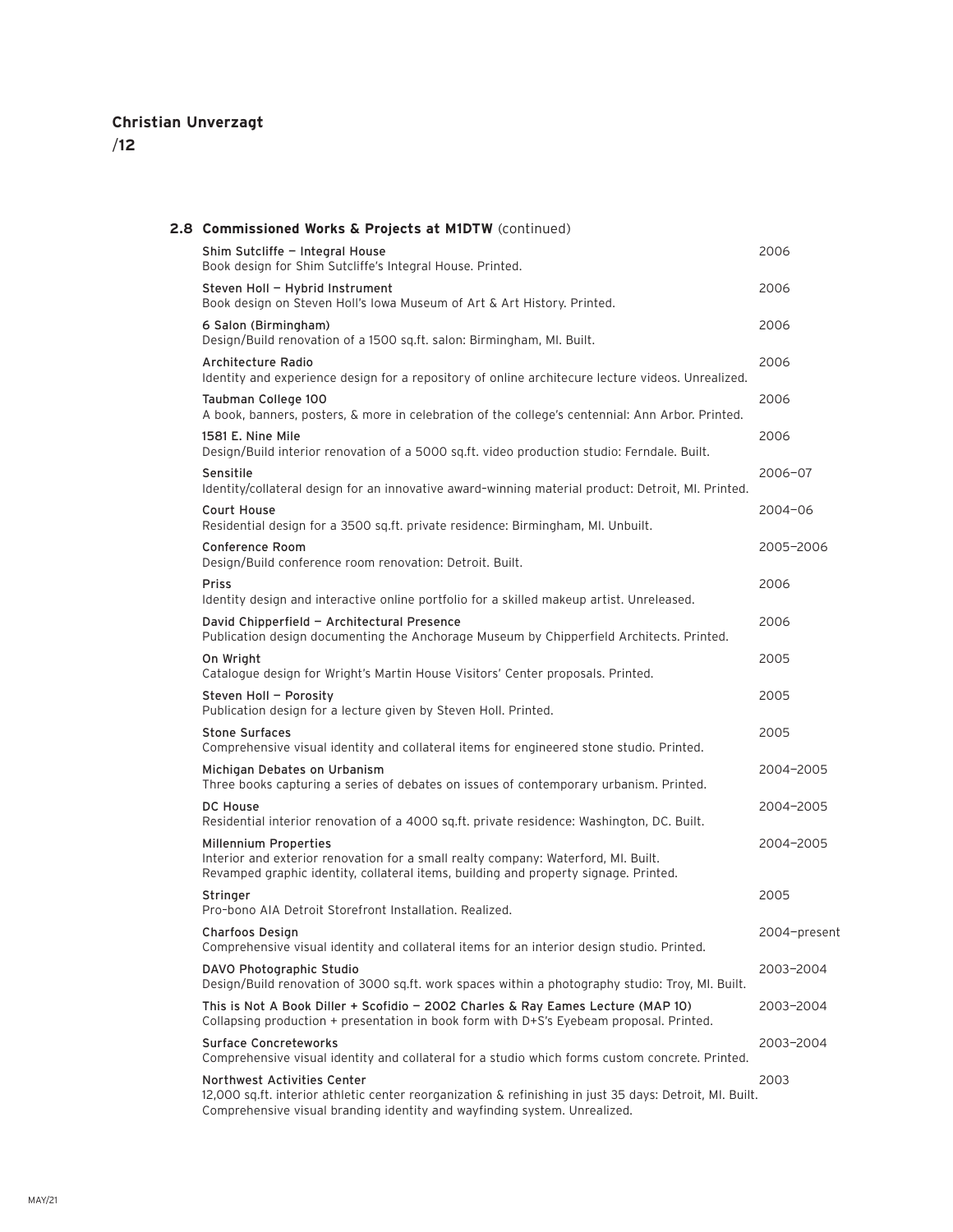### 2.8 Commissioned Works & Projects at M1DTW (continued)

| Project | Year |
|---|---|
| Shim Sutcliffe — Integral House<br>Book design for Shim Sutcliffe's Integral House. Printed. | 2006 |
| Steven Holl — Hybrid Instrument<br>Book design on Steven Holl's Iowa Museum of Art & Art History. Printed. | 2006 |
| 6 Salon (Birmingham)<br>Design/Build renovation of a 1500 sq.ft. salon: Birmingham, MI. Built. | 2006 |
| Architecture Radio<br>Identity and experience design for a repository of online architecure lecture videos. Unrealized. | 2006 |
| Taubman College 100<br>A book, banners, posters, & more in celebration of the college's centennial: Ann Arbor. Printed. | 2006 |
| 1581 E. Nine Mile<br>Design/Build interior renovation of a 5000 sq.ft. video production studio: Ferndale. Built. | 2006 |
| Sensitile<br>Identity/collateral design for an innovative award-winning material product: Detroit, MI. Printed. | 2006–07 |
| Court House<br>Residential design for a 3500 sq.ft. private residence: Birmingham, MI. Unbuilt. | 2004–06 |
| Conference Room<br>Design/Build conference room renovation: Detroit. Built. | 2005–2006 |
| Priss<br>Identity design and interactive online portfolio for a skilled makeup artist. Unreleased. | 2006 |
| David Chipperfield — Architectural Presence<br>Publication design documenting the Anchorage Museum by Chipperfield Architects. Printed. | 2006 |
| On Wright<br>Catalogue design for Wright's Martin House Visitors' Center proposals. Printed. | 2005 |
| Steven Holl — Porosity<br>Publication design for a lecture given by Steven Holl. Printed. | 2005 |
| Stone Surfaces<br>Comprehensive visual identity and collateral items for engineered stone studio. Printed. | 2005 |
| Michigan Debates on Urbanism<br>Three books capturing a series of debates on issues of contemporary urbanism. Printed. | 2004–2005 |
| DC House<br>Residential interior renovation of a 4000 sq.ft. private residence: Washington, DC. Built. | 2004–2005 |
| Millennium Properties<br>Interior and exterior renovation for a small realty company: Waterford, MI. Built.<br>Revamped graphic identity, collateral items, building and property signage. Printed. | 2004–2005 |
| Stringer<br>Pro-bono AIA Detroit Storefront Installation. Realized. | 2005 |
| Charfoos Design<br>Comprehensive visual identity and collateral items for an interior design studio. Printed. | 2004–present |
| DAVO Photographic Studio<br>Design/Build renovation of 3000 sq.ft. work spaces within a photography studio: Troy, MI. Built. | 2003–2004 |
| This is Not A Book Diller + Scofidio — 2002 Charles & Ray Eames Lecture (MAP 10)<br>Collapsing production + presentation in book form with D+S's Eyebeam proposal. Printed. | 2003–2004 |
| Surface Concreteworks<br>Comprehensive visual identity and collateral for a studio which forms custom concrete. Printed. | 2003–2004 |
| Northwest Activities Center<br>12,000 sq.ft. interior athletic center reorganization & refinishing in just 35 days: Detroit, MI. Built.<br>Comprehensive visual branding identity and wayfinding system. Unrealized. | 2003 |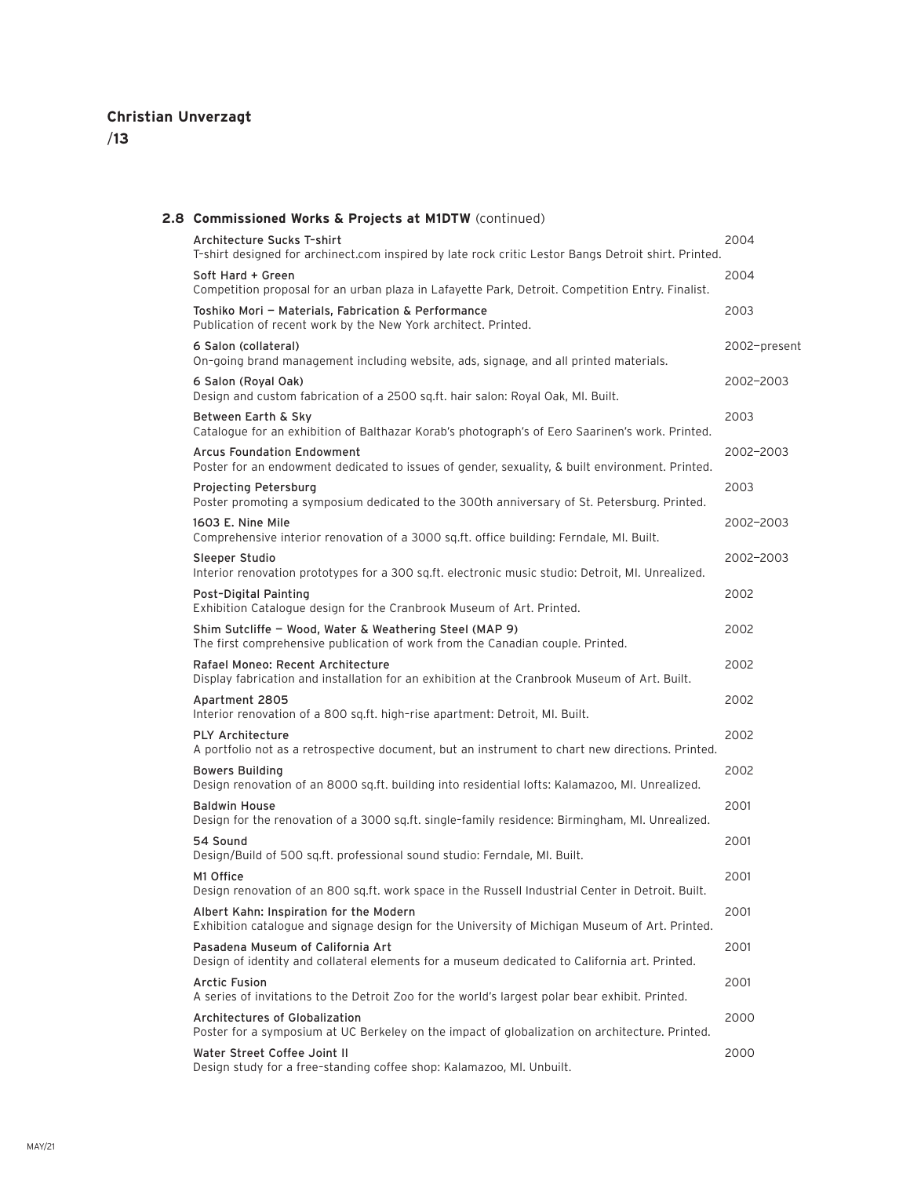### 2.8 Commissioned Works & Projects at M1DTW (continued)

| | |
|---|---|
| **Architecture Sucks T-shirt**<br>T-shirt designed for archinect.com inspired by late rock critic Lestor Bangs Detroit shirt. Printed. | 2004 |
| **Soft Hard + Green**<br>Competition proposal for an urban plaza in Lafayette Park, Detroit. Competition Entry. Finalist. | 2004 |
| **Toshiko Mori — Materials, Fabrication & Performance**<br>Publication of recent work by the New York architect. Printed. | 2003 |
| **6 Salon (collateral)**<br>On-going brand management including website, ads, signage, and all printed materials. | 2002–present |
| **6 Salon (Royal Oak)**<br>Design and custom fabrication of a 2500 sq.ft. hair salon: Royal Oak, MI. Built. | 2002–2003 |
| **Between Earth & Sky**<br>Catalogue for an exhibition of Balthazar Korab's photograph's of Eero Saarinen's work. Printed. | 2003 |
| **Arcus Foundation Endowment**<br>Poster for an endowment dedicated to issues of gender, sexuality, & built environment. Printed. | 2002–2003 |
| **Projecting Petersburg**<br>Poster promoting a symposium dedicated to the 300th anniversary of St. Petersburg. Printed. | 2003 |
| **1603 E. Nine Mile**<br>Comprehensive interior renovation of a 3000 sq.ft. office building: Ferndale, MI. Built. | 2002–2003 |
| **Sleeper Studio**<br>Interior renovation prototypes for a 300 sq.ft. electronic music studio: Detroit, MI. Unrealized. | 2002–2003 |
| **Post-Digital Painting**<br>Exhibition Catalogue design for the Cranbrook Museum of Art. Printed. | 2002 |
| **Shim Sutcliffe — Wood, Water & Weathering Steel (MAP 9)**<br>The first comprehensive publication of work from the Canadian couple. Printed. | 2002 |
| **Rafael Moneo: Recent Architecture**<br>Display fabrication and installation for an exhibition at the Cranbrook Museum of Art. Built. | 2002 |
| **Apartment 2805**<br>Interior renovation of a 800 sq.ft. high-rise apartment: Detroit, MI. Built. | 2002 |
| **PLY Architecture**<br>A portfolio not as a retrospective document, but an instrument to chart new directions. Printed. | 2002 |
| **Bowers Building**<br>Design renovation of an 8000 sq.ft. building into residential lofts: Kalamazoo, MI. Unrealized. | 2002 |
| **Baldwin House**<br>Design for the renovation of a 3000 sq.ft. single-family residence: Birmingham, MI. Unrealized. | 2001 |
| **54 Sound**<br>Design/Build of 500 sq.ft. professional sound studio: Ferndale, MI. Built. | 2001 |
| **M1 Office**<br>Design renovation of an 800 sq.ft. work space in the Russell Industrial Center in Detroit. Built. | 2001 |
| **Albert Kahn: Inspiration for the Modern**<br>Exhibition catalogue and signage design for the University of Michigan Museum of Art. Printed. | 2001 |
| **Pasadena Museum of California Art**<br>Design of identity and collateral elements for a museum dedicated to California art. Printed. | 2001 |
| **Arctic Fusion**<br>A series of invitations to the Detroit Zoo for the world's largest polar bear exhibit. Printed. | 2001 |
| **Architectures of Globalization**<br>Poster for a symposium at UC Berkeley on the impact of globalization on architecture. Printed. | 2000 |
| **Water Street Coffee Joint II**<br>Design study for a free-standing coffee shop: Kalamazoo, MI. Unbuilt. | 2000 |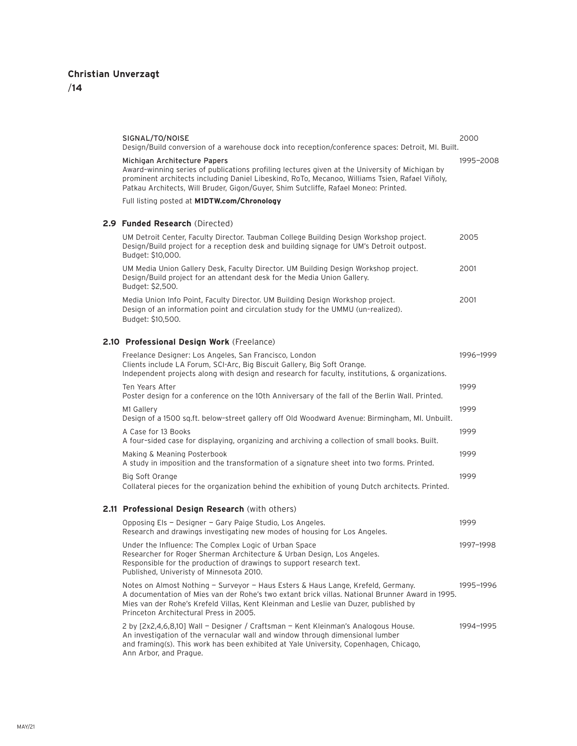SIGNAL/TO/NOISE — 2000
Design/Build conversion of a warehouse dock into reception/conference spaces: Detroit, MI. Built.

Michigan Architecture Papers — 1995–2008
Award-winning series of publications profiling lectures given at the University of Michigan by prominent architects including Daniel Libeskind, RoTo, Mecanoo, Williams Tsien, Rafael Viñoly, Patkau Architects, Will Bruder, Gigon/Guyer, Shim Sutcliffe, Rafael Moneo: Printed.

Full listing posted at **M1DTW.com/Chronology**

## 2.9 **Funded Research** (Directed)

UM Detroit Center, Faculty Director. Taubman College Building Design Workshop project. — 2005
Design/Build project for a reception desk and building signage for UM's Detroit outpost.
Budget: $10,000.

UM Media Union Gallery Desk, Faculty Director. UM Building Design Workshop project. — 2001
Design/Build project for an attendant desk for the Media Union Gallery.
Budget: $2,500.

Media Union Info Point, Faculty Director. UM Building Design Workshop project. — 2001
Design of an information point and circulation study for the UMMU (un-realized).
Budget: $10,500.

## 2.10 **Professional Design Work** (Freelance)

Freelance Designer: Los Angeles, San Francisco, London — 1996–1999
Clients include LA Forum, SCI-Arc, Big Biscuit Gallery, Big Soft Orange.
Independent projects along with design and research for faculty, institutions, & organizations.

Ten Years After — 1999
Poster design for a conference on the 10th Anniversary of the fall of the Berlin Wall. Printed.

M1 Gallery — 1999
Design of a 1500 sq.ft. below-street gallery off Old Woodward Avenue: Birmingham, MI. Unbuilt.

A Case for 13 Books — 1999
A four-sided case for displaying, organizing and archiving a collection of small books. Built.

Making & Meaning Posterbook — 1999
A study in imposition and the transformation of a signature sheet into two forms. Printed.

Big Soft Orange — 1999
Collateral pieces for the organization behind the exhibition of young Dutch architects. Printed.

## 2.11 **Professional Design Research** (with others)

Opposing Els — Designer — Gary Paige Studio, Los Angeles. — 1999
Research and drawings investigating new modes of housing for Los Angeles.

Under the Influence: The Complex Logic of Urban Space — 1997–1998
Researcher for Roger Sherman Architecture & Urban Design, Los Angeles.
Responsible for the production of drawings to support research text.
Published, Univeristy of Minnesota 2010.

Notes on Almost Nothing — Surveyor — Haus Esters & Haus Lange, Krefeld, Germany. — 1995–1996
A documentation of Mies van der Rohe's two extant brick villas. National Brunner Award in 1995.
Mies van der Rohe's Krefeld Villas, Kent Kleinman and Leslie van Duzer, published by Princeton Architectural Press in 2005.

2 by [2x2,4,6,8,10] Wall — Designer / Craftsman — Kent Kleinman's Analogous House. — 1994–1995
An investigation of the vernacular wall and window through dimensional lumber and framing(s). This work has been exhibited at Yale University, Copenhagen, Chicago, Ann Arbor, and Prague.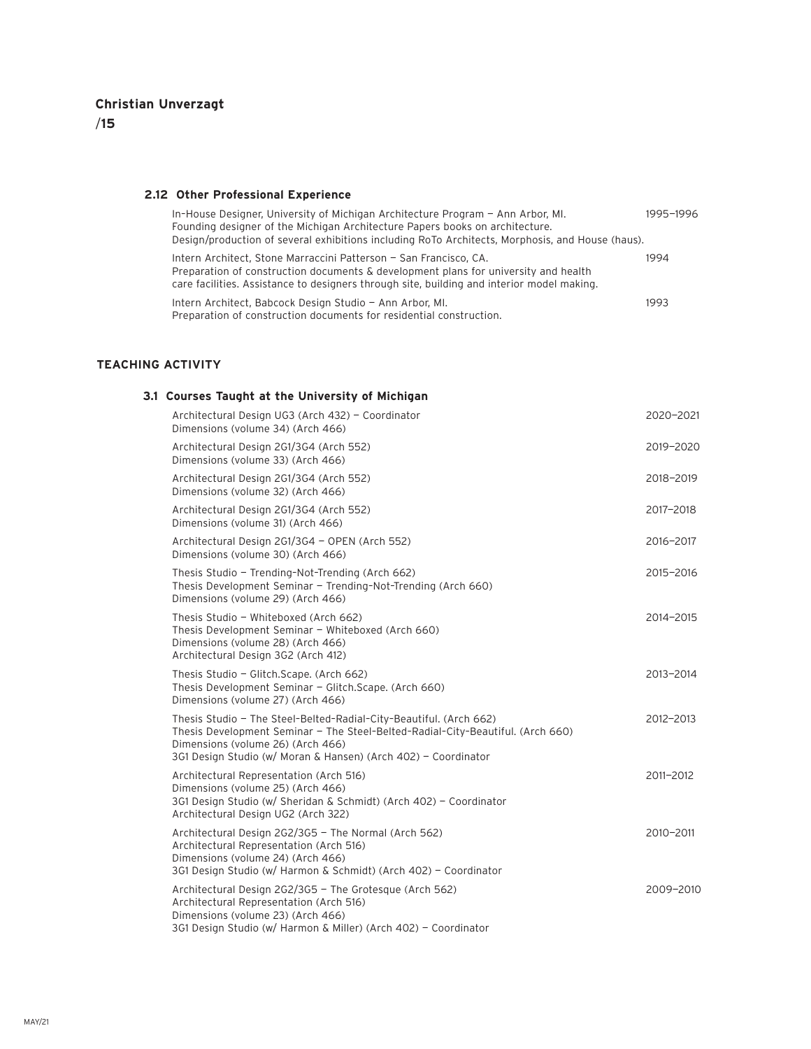### 2.12 Other Professional Experience

In-House Designer, University of Michigan Architecture Program — Ann Arbor, MI. 1995–1996
Founding designer of the Michigan Architecture Papers books on architecture.
Design/production of several exhibitions including RoTo Architects, Morphosis, and House (haus).

Intern Architect, Stone Marraccini Patterson — San Francisco, CA. 1994
Preparation of construction documents & development plans for university and health care facilities. Assistance to designers through site, building and interior model making.

Intern Architect, Babcock Design Studio — Ann Arbor, MI. 1993
Preparation of construction documents for residential construction.

## TEACHING ACTIVITY

### 3.1 Courses Taught at the University of Michigan

| Course | Years |
|---|---|
| Architectural Design UG3 (Arch 432) — Coordinator<br>Dimensions (volume 34) (Arch 466) | 2020–2021 |
| Architectural Design 2G1/3G4 (Arch 552)<br>Dimensions (volume 33) (Arch 466) | 2019–2020 |
| Architectural Design 2G1/3G4 (Arch 552)<br>Dimensions (volume 32) (Arch 466) | 2018–2019 |
| Architectural Design 2G1/3G4 (Arch 552)<br>Dimensions (volume 31) (Arch 466) | 2017–2018 |
| Architectural Design 2G1/3G4 — OPEN (Arch 552)<br>Dimensions (volume 30) (Arch 466) | 2016–2017 |
| Thesis Studio — Trending-Not-Trending (Arch 662)<br>Thesis Development Seminar — Trending-Not-Trending (Arch 660)<br>Dimensions (volume 29) (Arch 466) | 2015–2016 |
| Thesis Studio — Whiteboxed (Arch 662)<br>Thesis Development Seminar — Whiteboxed (Arch 660)<br>Dimensions (volume 28) (Arch 466)<br>Architectural Design 3G2 (Arch 412) | 2014–2015 |
| Thesis Studio — Glitch.Scape. (Arch 662)<br>Thesis Development Seminar — Glitch.Scape. (Arch 660)<br>Dimensions (volume 27) (Arch 466) | 2013–2014 |
| Thesis Studio — The Steel-Belted-Radial-City-Beautiful. (Arch 662)<br>Thesis Development Seminar — The Steel-Belted-Radial-City-Beautiful. (Arch 660)<br>Dimensions (volume 26) (Arch 466)<br>3G1 Design Studio (w/ Moran & Hansen) (Arch 402) — Coordinator | 2012–2013 |
| Architectural Representation (Arch 516)<br>Dimensions (volume 25) (Arch 466)<br>3G1 Design Studio (w/ Sheridan & Schmidt) (Arch 402) — Coordinator<br>Architectural Design UG2 (Arch 322) | 2011–2012 |
| Architectural Design 2G2/3G5 — The Normal (Arch 562)<br>Architectural Representation (Arch 516)<br>Dimensions (volume 24) (Arch 466)<br>3G1 Design Studio (w/ Harmon & Schmidt) (Arch 402) — Coordinator | 2010–2011 |
| Architectural Design 2G2/3G5 — The Grotesque (Arch 562)<br>Architectural Representation (Arch 516)<br>Dimensions (volume 23) (Arch 466)<br>3G1 Design Studio (w/ Harmon & Miller) (Arch 402) — Coordinator | 2009–2010 |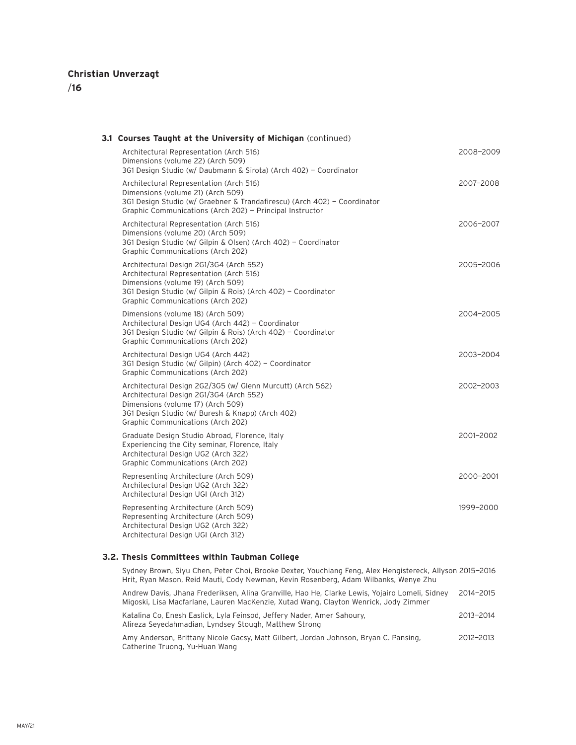### 3.1 Courses Taught at the University of Michigan (continued)

| Course | Year |
|---|---|
| Architectural Representation (Arch 516)<br>Dimensions (volume 22) (Arch 509)<br>3G1 Design Studio (w/ Daubmann & Sirota) (Arch 402) — Coordinator | 2008–2009 |
| Architectural Representation (Arch 516)<br>Dimensions (volume 21) (Arch 509)<br>3G1 Design Studio (w/ Graebner & Trandafirescu) (Arch 402) — Coordinator<br>Graphic Communications (Arch 202) — Principal Instructor | 2007–2008 |
| Architectural Representation (Arch 516)<br>Dimensions (volume 20) (Arch 509)<br>3G1 Design Studio (w/ Gilpin & Olsen) (Arch 402) — Coordinator<br>Graphic Communications (Arch 202) | 2006–2007 |
| Architectural Design 2G1/3G4 (Arch 552)<br>Architectural Representation (Arch 516)<br>Dimensions (volume 19) (Arch 509)<br>3G1 Design Studio (w/ Gilpin & Rois) (Arch 402) — Coordinator<br>Graphic Communications (Arch 202) | 2005–2006 |
| Dimensions (volume 18) (Arch 509)<br>Architectural Design UG4 (Arch 442) — Coordinator<br>3G1 Design Studio (w/ Gilpin & Rois) (Arch 402) — Coordinator<br>Graphic Communications (Arch 202) | 2004–2005 |
| Architectural Design UG4 (Arch 442)<br>3G1 Design Studio (w/ Gilpin) (Arch 402) — Coordinator<br>Graphic Communications (Arch 202) | 2003–2004 |
| Architectural Design 2G2/3G5 (w/ Glenn Murcutt) (Arch 562)<br>Architectural Design 2G1/3G4 (Arch 552)<br>Dimensions (volume 17) (Arch 509)<br>3G1 Design Studio (w/ Buresh & Knapp) (Arch 402)<br>Graphic Communications (Arch 202) | 2002–2003 |
| Graduate Design Studio Abroad, Florence, Italy<br>Experiencing the City seminar, Florence, Italy<br>Architectural Design UG2 (Arch 322)<br>Graphic Communications (Arch 202) | 2001–2002 |
| Representing Architecture (Arch 509)<br>Architectural Design UG2 (Arch 322)<br>Architectural Design UGI (Arch 312) | 2000–2001 |
| Representing Architecture (Arch 509)<br>Representing Architecture (Arch 509)<br>Architectural Design UG2 (Arch 322)<br>Architectural Design UGI (Arch 312) | 1999–2000 |

### 3.2. Thesis Committees within Taubman College

| Students | Year |
|---|---|
| Sydney Brown, Siyu Chen, Peter Choi, Brooke Dexter, Youchiang Feng, Alex Hengistereck, Allyson Hrit, Ryan Mason, Reid Mauti, Cody Newman, Kevin Rosenberg, Adam Wilbanks, Wenye Zhu | 2015–2016 |
| Andrew Davis, Jhana Frederiksen, Alina Granville, Hao He, Clarke Lewis, Yojairo Lomeli, Sidney Migoski, Lisa Macfarlane, Lauren MacKenzie, Xutad Wang, Clayton Wenrick, Jody Zimmer | 2014–2015 |
| Katalina Co, Enesh Easlick, Lyla Feinsod, Jeffery Nader, Amer Sahoury, Alireza Seyedahmadian, Lyndsey Stough, Matthew Strong | 2013–2014 |
| Amy Anderson, Brittany Nicole Gacsy, Matt Gilbert, Jordan Johnson, Bryan C. Pansing, Catherine Truong, Yu-Huan Wang | 2012–2013 |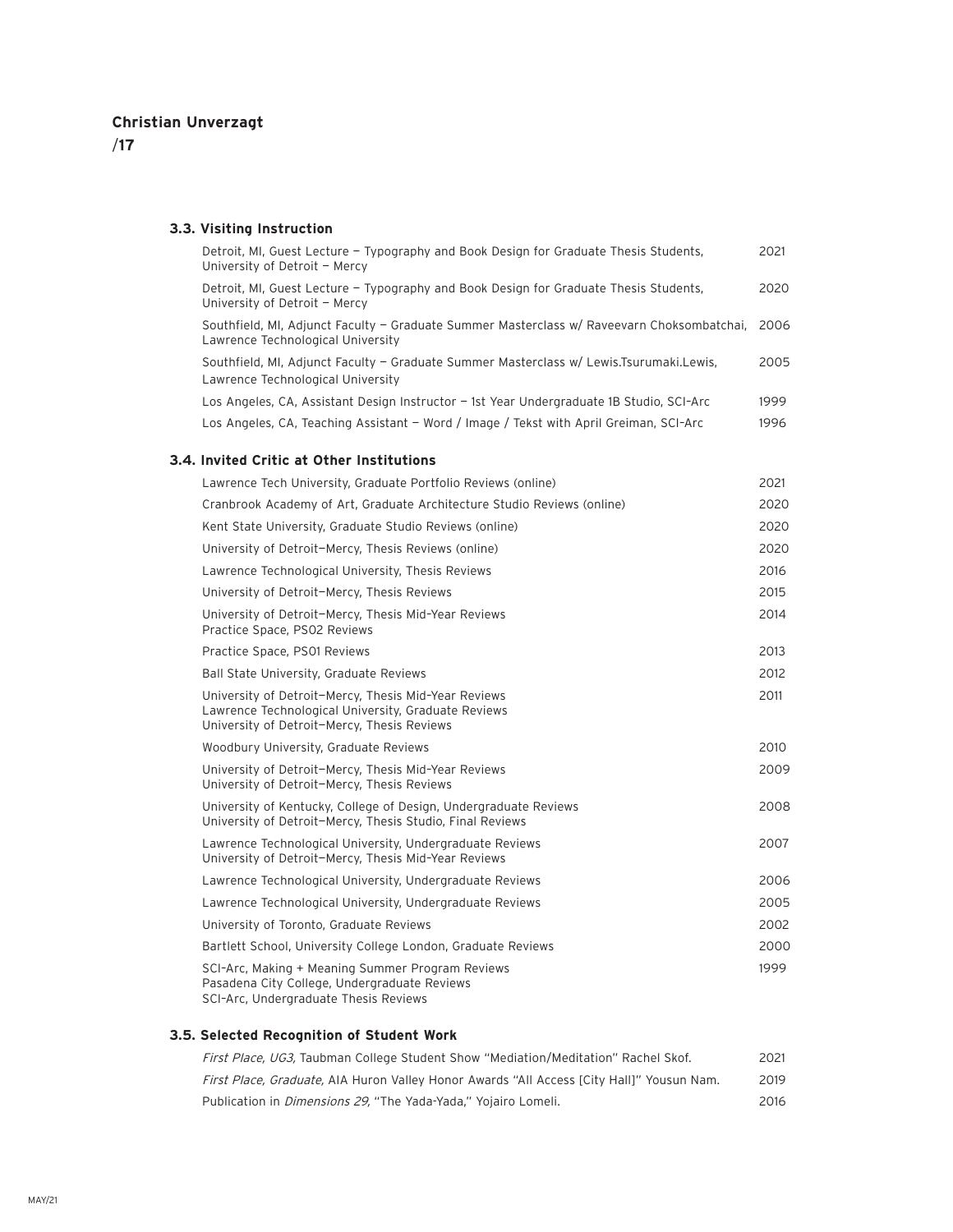### 3.3. Visiting Instruction

| | |
|---|---|
| Detroit, MI, Guest Lecture – Typography and Book Design for Graduate Thesis Students, University of Detroit – Mercy | 2021 |
| Detroit, MI, Guest Lecture – Typography and Book Design for Graduate Thesis Students, University of Detroit – Mercy | 2020 |
| Southfield, MI, Adjunct Faculty – Graduate Summer Masterclass w/ Raveevarn Choksombatchai, Lawrence Technological University | 2006 |
| Southfield, MI, Adjunct Faculty – Graduate Summer Masterclass w/ Lewis.Tsurumaki.Lewis, Lawrence Technological University | 2005 |
| Los Angeles, CA, Assistant Design Instructor – 1st Year Undergraduate 1B Studio, SCI-Arc | 1999 |
| Los Angeles, CA, Teaching Assistant – Word / Image / Tekst with April Greiman, SCI-Arc | 1996 |

### 3.4. Invited Critic at Other Institutions

| | |
|---|---|
| Lawrence Tech University, Graduate Portfolio Reviews (online) | 2021 |
| Cranbrook Academy of Art, Graduate Architecture Studio Reviews (online) | 2020 |
| Kent State University, Graduate Studio Reviews (online) | 2020 |
| University of Detroit–Mercy, Thesis Reviews (online) | 2020 |
| Lawrence Technological University, Thesis Reviews | 2016 |
| University of Detroit–Mercy, Thesis Reviews | 2015 |
| University of Detroit–Mercy, Thesis Mid-Year Reviews<br>Practice Space, PS02 Reviews | 2014 |
| Practice Space, PS01 Reviews | 2013 |
| Ball State University, Graduate Reviews | 2012 |
| University of Detroit–Mercy, Thesis Mid-Year Reviews<br>Lawrence Technological University, Graduate Reviews<br>University of Detroit–Mercy, Thesis Reviews | 2011 |
| Woodbury University, Graduate Reviews | 2010 |
| University of Detroit–Mercy, Thesis Mid-Year Reviews<br>University of Detroit–Mercy, Thesis Reviews | 2009 |
| University of Kentucky, College of Design, Undergraduate Reviews<br>University of Detroit–Mercy, Thesis Studio, Final Reviews | 2008 |
| Lawrence Technological University, Undergraduate Reviews<br>University of Detroit–Mercy, Thesis Mid-Year Reviews | 2007 |
| Lawrence Technological University, Undergraduate Reviews | 2006 |
| Lawrence Technological University, Undergraduate Reviews | 2005 |
| University of Toronto, Graduate Reviews | 2002 |
| Bartlett School, University College London, Graduate Reviews | 2000 |
| SCI-Arc, Making + Meaning Summer Program Reviews<br>Pasadena City College, Undergraduate Reviews<br>SCI-Arc, Undergraduate Thesis Reviews | 1999 |

### 3.5. Selected Recognition of Student Work

| | |
|---|---|
| *First Place, UG3,* Taubman College Student Show "Mediation/Meditation" Rachel Skof. | 2021 |
| *First Place, Graduate,* AIA Huron Valley Honor Awards "All Access [City Hall]" Yousun Nam. | 2019 |
| Publication in *Dimensions 29,* "The Yada-Yada," Yojairo Lomeli. | 2016 |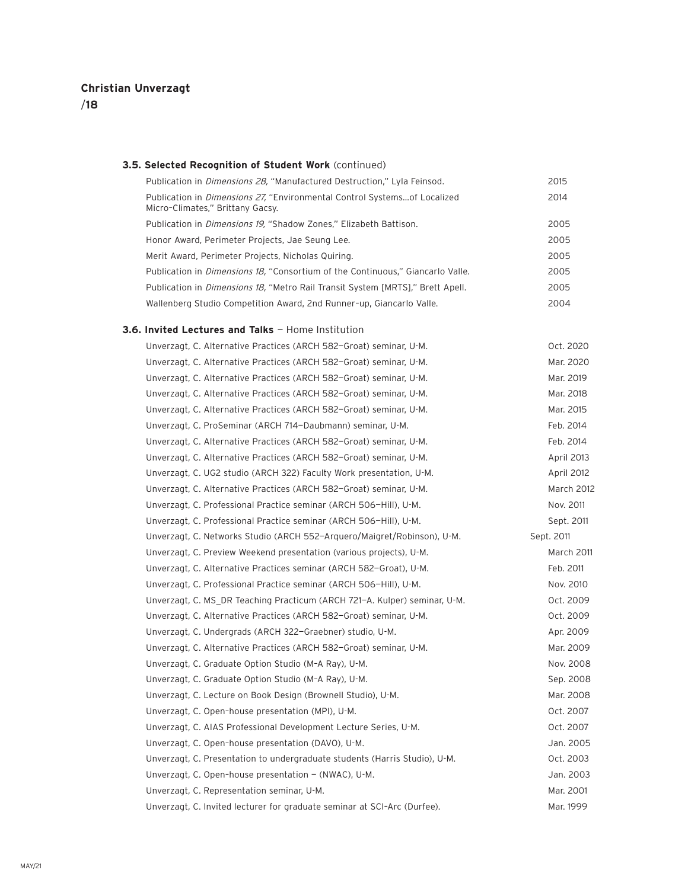### 3.5. Selected Recognition of Student Work (continued)

| | |
|---|---|
| Publication in *Dimensions 28,* "Manufactured Destruction," Lyla Feinsod. | 2015 |
| Publication in *Dimensions 27,* "Environmental Control Systems...of Localized Micro-Climates," Brittany Gacsy. | 2014 |
| Publication in *Dimensions 19,* "Shadow Zones," Elizabeth Battison. | 2005 |
| Honor Award, Perimeter Projects, Jae Seung Lee. | 2005 |
| Merit Award, Perimeter Projects, Nicholas Quiring. | 2005 |
| Publication in *Dimensions 18,* "Consortium of the Continuous," Giancarlo Valle. | 2005 |
| Publication in *Dimensions 18,* "Metro Rail Transit System [MRTS]," Brett Apell. | 2005 |
| Wallenberg Studio Competition Award, 2nd Runner-up, Giancarlo Valle. | 2004 |

### 3.6. Invited Lectures and Talks — Home Institution

| | |
|---|---|
| Unverzagt, C. Alternative Practices (ARCH 582—Groat) seminar, U-M. | Oct. 2020 |
| Unverzagt, C. Alternative Practices (ARCH 582—Groat) seminar, U-M. | Mar. 2020 |
| Unverzagt, C. Alternative Practices (ARCH 582—Groat) seminar, U-M. | Mar. 2019 |
| Unverzagt, C. Alternative Practices (ARCH 582—Groat) seminar, U-M. | Mar. 2018 |
| Unverzagt, C. Alternative Practices (ARCH 582—Groat) seminar, U-M. | Mar. 2015 |
| Unverzagt, C. ProSeminar (ARCH 714—Daubmann) seminar, U-M. | Feb. 2014 |
| Unverzagt, C. Alternative Practices (ARCH 582—Groat) seminar, U-M. | Feb. 2014 |
| Unverzagt, C. Alternative Practices (ARCH 582—Groat) seminar, U-M. | April 2013 |
| Unverzagt, C. UG2 studio (ARCH 322) Faculty Work presentation, U-M. | April 2012 |
| Unverzagt, C. Alternative Practices (ARCH 582—Groat) seminar, U-M. | March 2012 |
| Unverzagt, C. Professional Practice seminar (ARCH 506—Hill), U-M. | Nov. 2011 |
| Unverzagt, C. Professional Practice seminar (ARCH 506—Hill), U-M. | Sept. 2011 |
| Unverzagt, C. Networks Studio (ARCH 552—Arquero/Maigret/Robinson), U-M. | Sept. 2011 |
| Unverzagt, C. Preview Weekend presentation (various projects), U-M. | March 2011 |
| Unverzagt, C. Alternative Practices seminar (ARCH 582—Groat), U-M. | Feb. 2011 |
| Unverzagt, C. Professional Practice seminar (ARCH 506—Hill), U-M. | Nov. 2010 |
| Unverzagt, C. MS_DR Teaching Practicum (ARCH 721—A. Kulper) seminar, U-M. | Oct. 2009 |
| Unverzagt, C. Alternative Practices (ARCH 582—Groat) seminar, U-M. | Oct. 2009 |
| Unverzagt, C. Undergrads (ARCH 322—Graebner) studio, U-M. | Apr. 2009 |
| Unverzagt, C. Alternative Practices (ARCH 582—Groat) seminar, U-M. | Mar. 2009 |
| Unverzagt, C. Graduate Option Studio (M-A Ray), U-M. | Nov. 2008 |
| Unverzagt, C. Graduate Option Studio (M-A Ray), U-M. | Sep. 2008 |
| Unverzagt, C. Lecture on Book Design (Brownell Studio), U-M. | Mar. 2008 |
| Unverzagt, C. Open-house presentation (MPI), U-M. | Oct. 2007 |
| Unverzagt, C. AIAS Professional Development Lecture Series, U-M. | Oct. 2007 |
| Unverzagt, C. Open-house presentation (DAVO), U-M. | Jan. 2005 |
| Unverzagt, C. Presentation to undergraduate students (Harris Studio), U-M. | Oct. 2003 |
| Unverzagt, C. Open-house presentation — (NWAC), U-M. | Jan. 2003 |
| Unverzagt, C. Representation seminar, U-M. | Mar. 2001 |
| Unverzagt, C. Invited lecturer for graduate seminar at SCI-Arc (Durfee). | Mar. 1999 |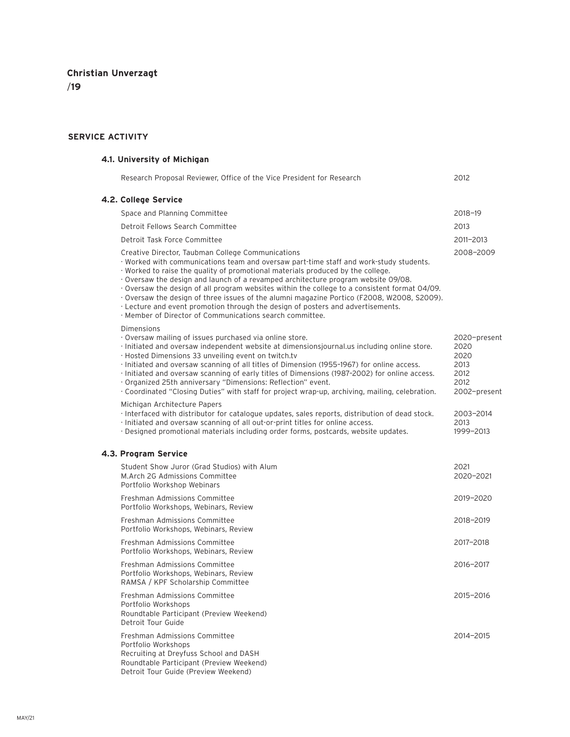## SERVICE ACTIVITY

### 4.1. University of Michigan

| | |
|---|---|
| Research Proposal Reviewer, Office of the Vice President for Research | 2012 |

### 4.2. College Service

| | |
|---|---|
| Space and Planning Committee | 2018–19 |
| Detroit Fellows Search Committee | 2013 |
| Detroit Task Force Committee | 2011–2013 |
| Creative Director, Taubman College Communications | 2008–2009 |

· Worked with communications team and oversaw part-time staff and work-study students.
· Worked to raise the quality of promotional materials produced by the college.
· Oversaw the design and launch of a revamped architecture program website 09/08.
· Oversaw the design of all program websites within the college to a consistent format 04/09.
· Oversaw the design of three issues of the alumni magazine Portico (F2008, W2008, S2009).
· Lecture and event promotion through the design of posters and advertisements.
· Member of Director of Communications search committee.

Dimensions

| | |
|---|---|
| · Oversaw mailing of issues purchased via online store. | 2020–present |
| · Initiated and oversaw independent website at dimensionsjournal.us including online store. | 2020 |
| · Hosted Dimensions 33 unveiling event on twitch.tv | 2020 |
| · Initiated and oversaw scanning of all titles of Dimension (1955–1967) for online access. | 2013 |
| · Initiated and oversaw scanning of early titles of Dimensions (1987–2002) for online access. | 2012 |
| · Organized 25th anniversary "Dimensions: Reflection" event. | 2012 |
| · Coordinated "Closing Duties" with staff for project wrap-up, archiving, mailing, celebration. | 2002–present |

Michigan Architecture Papers

| | |
|---|---|
| · Interfaced with distributor for catalogue updates, sales reports, distribution of dead stock. | 2003–2014 |
| · Initiated and oversaw scanning of all out-or-print titles for online access. | 2013 |
| · Designed promotional materials including order forms, postcards, website updates. | 1999–2013 |

### 4.3. Program Service

| | |
|---|---|
| Student Show Juror (Grad Studios) with Alum | 2021 |
| M.Arch 2G Admissions Committee<br>Portfolio Workshop Webinars | 2020–2021 |
| Freshman Admissions Committee<br>Portfolio Workshops, Webinars, Review | 2019–2020 |
| Freshman Admissions Committee<br>Portfolio Workshops, Webinars, Review | 2018–2019 |
| Freshman Admissions Committee<br>Portfolio Workshops, Webinars, Review | 2017–2018 |
| Freshman Admissions Committee<br>Portfolio Workshops, Webinars, Review<br>RAMSA / KPF Scholarship Committee | 2016–2017 |
| Freshman Admissions Committee<br>Portfolio Workshops<br>Roundtable Participant (Preview Weekend)<br>Detroit Tour Guide | 2015–2016 |
| Freshman Admissions Committee<br>Portfolio Workshops<br>Recruiting at Dreyfuss School and DASH<br>Roundtable Participant (Preview Weekend)<br>Detroit Tour Guide (Preview Weekend) | 2014–2015 |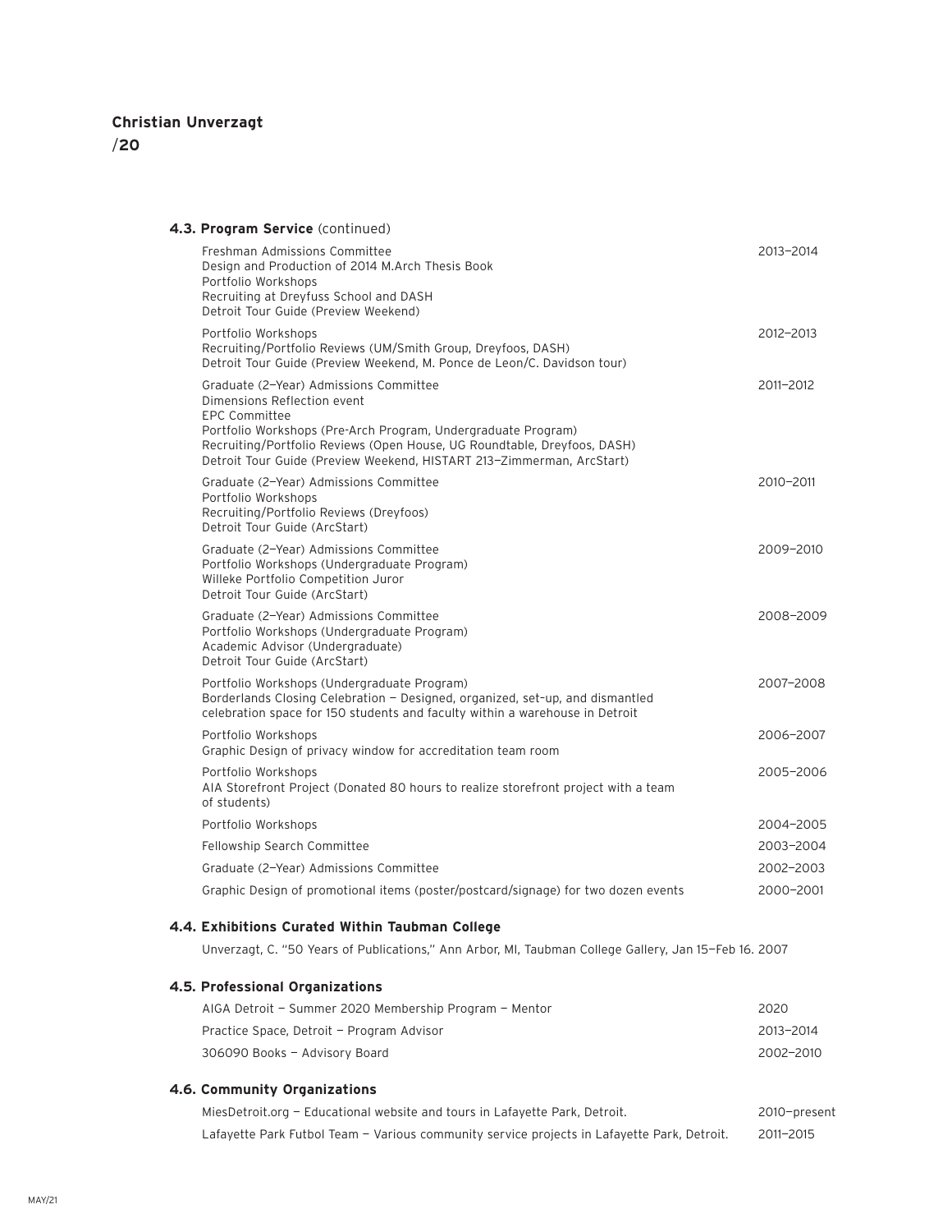### 4.3. Program Service (continued)

| | |
|---|---|
| Freshman Admissions Committee<br>Design and Production of 2014 M.Arch Thesis Book<br>Portfolio Workshops<br>Recruiting at Dreyfuss School and DASH<br>Detroit Tour Guide (Preview Weekend) | 2013–2014 |
| Portfolio Workshops<br>Recruiting/Portfolio Reviews (UM/Smith Group, Dreyfoos, DASH)<br>Detroit Tour Guide (Preview Weekend, M. Ponce de Leon/C. Davidson tour) | 2012–2013 |
| Graduate (2–Year) Admissions Committee<br>Dimensions Reflection event<br>EPC Committee<br>Portfolio Workshops (Pre-Arch Program, Undergraduate Program)<br>Recruiting/Portfolio Reviews (Open House, UG Roundtable, Dreyfoos, DASH)<br>Detroit Tour Guide (Preview Weekend, HISTART 213–Zimmerman, ArcStart) | 2011–2012 |
| Graduate (2–Year) Admissions Committee<br>Portfolio Workshops<br>Recruiting/Portfolio Reviews (Dreyfoos)<br>Detroit Tour Guide (ArcStart) | 2010–2011 |
| Graduate (2–Year) Admissions Committee<br>Portfolio Workshops (Undergraduate Program)<br>Willeke Portfolio Competition Juror<br>Detroit Tour Guide (ArcStart) | 2009–2010 |
| Graduate (2–Year) Admissions Committee<br>Portfolio Workshops (Undergraduate Program)<br>Academic Advisor (Undergraduate)<br>Detroit Tour Guide (ArcStart) | 2008–2009 |
| Portfolio Workshops (Undergraduate Program)<br>Borderlands Closing Celebration – Designed, organized, set-up, and dismantled celebration space for 150 students and faculty within a warehouse in Detroit | 2007–2008 |
| Portfolio Workshops<br>Graphic Design of privacy window for accreditation team room | 2006–2007 |
| Portfolio Workshops<br>AIA Storefront Project (Donated 80 hours to realize storefront project with a team of students) | 2005–2006 |
| Portfolio Workshops | 2004–2005 |
| Fellowship Search Committee | 2003–2004 |
| Graduate (2–Year) Admissions Committee | 2002–2003 |
| Graphic Design of promotional items (poster/postcard/signage) for two dozen events | 2000–2001 |

### 4.4. Exhibitions Curated Within Taubman College

Unverzagt, C. "50 Years of Publications," Ann Arbor, MI, Taubman College Gallery, Jan 15–Feb 16. 2007

### 4.5. Professional Organizations

| | |
|---|---|
| AIGA Detroit – Summer 2020 Membership Program – Mentor | 2020 |
| Practice Space, Detroit – Program Advisor | 2013–2014 |
| 306090 Books – Advisory Board | 2002–2010 |

### 4.6. Community Organizations

| | |
|---|---|
| MiesDetroit.org – Educational website and tours in Lafayette Park, Detroit. | 2010–present |
| Lafayette Park Futbol Team – Various community service projects in Lafayette Park, Detroit. | 2011–2015 |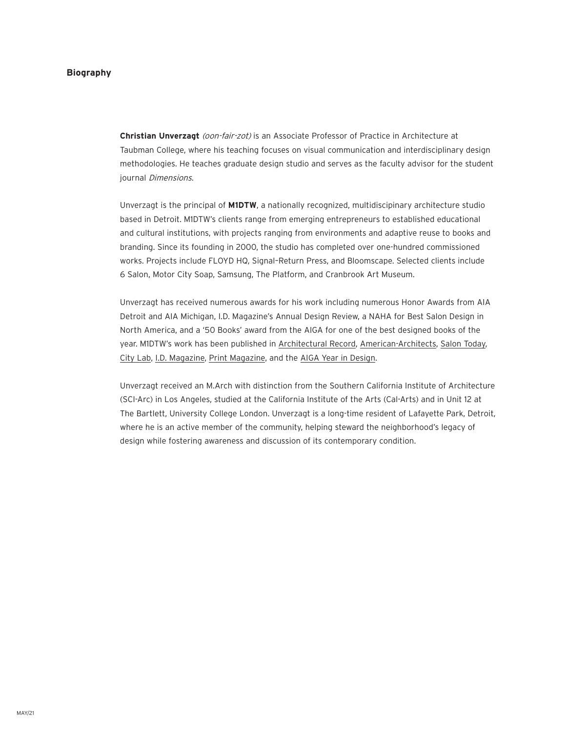## Biography

**Christian Unverzagt** *(oon-fair-zot)* is an Associate Professor of Practice in Architecture at Taubman College, where his teaching focuses on visual communication and interdisciplinary design methodologies. He teaches graduate design studio and serves as the faculty advisor for the student journal *Dimensions*.

Unverzagt is the principal of **M1DTW**, a nationally recognized, multidiscipinary architecture studio based in Detroit. M1DTW's clients range from emerging entrepreneurs to established educational and cultural institutions, with projects ranging from environments and adaptive reuse to books and branding. Since its founding in 2000, the studio has completed over one-hundred commissioned works. Projects include FLOYD HQ, Signal–Return Press, and Bloomscape. Selected clients include 6 Salon, Motor City Soap, Samsung, The Platform, and Cranbrook Art Museum.

Unverzagt has received numerous awards for his work including numerous Honor Awards from AIA Detroit and AIA Michigan, I.D. Magazine's Annual Design Review, a NAHA for Best Salon Design in North America, and a '50 Books' award from the AIGA for one of the best designed books of the year. M1DTW's work has been published in Architectural Record, American-Architects, Salon Today, City Lab, I.D. Magazine, Print Magazine, and the AIGA Year in Design.

Unverzagt received an M.Arch with distinction from the Southern California Institute of Architecture (SCI-Arc) in Los Angeles, studied at the California Institute of the Arts (Cal-Arts) and in Unit 12 at The Bartlett, University College London. Unverzagt is a long-time resident of Lafayette Park, Detroit, where he is an active member of the community, helping steward the neighborhood's legacy of design while fostering awareness and discussion of its contemporary condition.